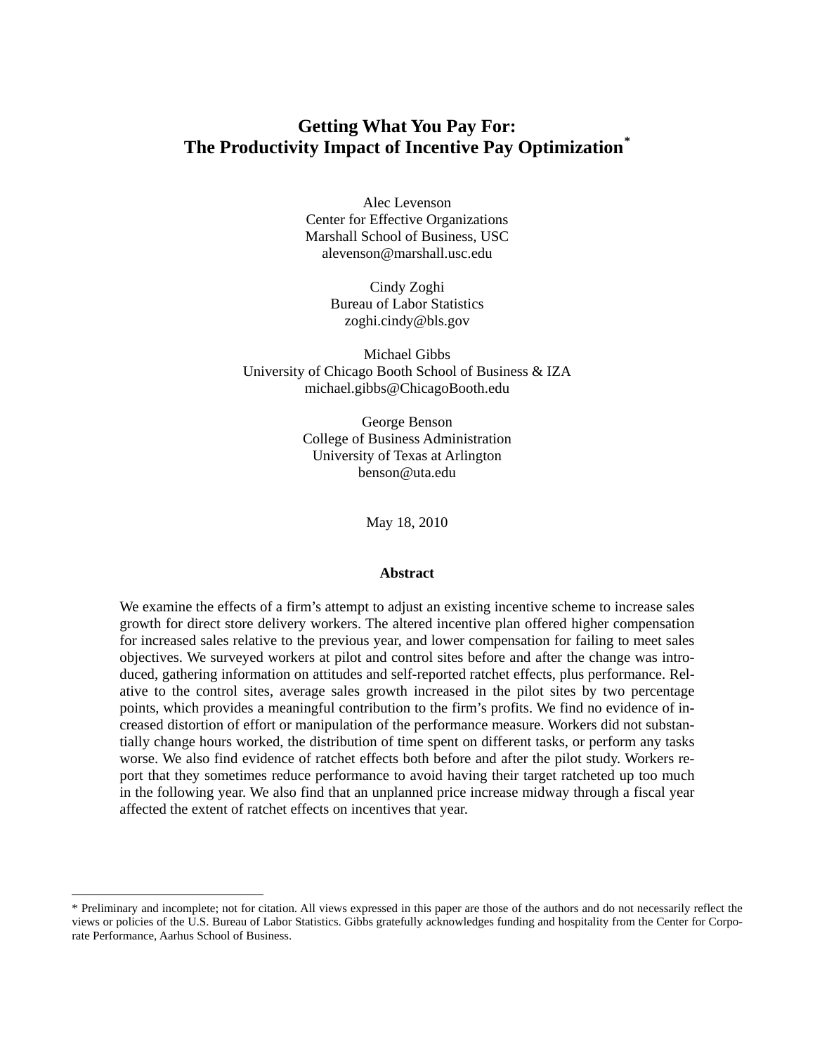# Getting What You Pay For:
# The Productivity Impact of Incentive Pay Optimization*

Alec Levenson
Center for Effective Organizations
Marshall School of Business, USC
alevenson@marshall.usc.edu

Cindy Zoghi
Bureau of Labor Statistics
zoghi.cindy@bls.gov

Michael Gibbs
University of Chicago Booth School of Business & IZA
michael.gibbs@ChicagoBooth.edu

George Benson
College of Business Administration
University of Texas at Arlington
benson@uta.edu

May 18, 2010

**Abstract**

We examine the effects of a firm's attempt to adjust an existing incentive scheme to increase sales growth for direct store delivery workers. The altered incentive plan offered higher compensation for increased sales relative to the previous year, and lower compensation for failing to meet sales objectives. We surveyed workers at pilot and control sites before and after the change was introduced, gathering information on attitudes and self-reported ratchet effects, plus performance. Relative to the control sites, average sales growth increased in the pilot sites by two percentage points, which provides a meaningful contribution to the firm's profits. We find no evidence of increased distortion of effort or manipulation of the performance measure. Workers did not substantially change hours worked, the distribution of time spent on different tasks, or perform any tasks worse. We also find evidence of ratchet effects both before and after the pilot study. Workers report that they sometimes reduce performance to avoid having their target ratcheted up too much in the following year. We also find that an unplanned price increase midway through a fiscal year affected the extent of ratchet effects on incentives that year.

---

* Preliminary and incomplete; not for citation. All views expressed in this paper are those of the authors and do not necessarily reflect the views or policies of the U.S. Bureau of Labor Statistics. Gibbs gratefully acknowledges funding and hospitality from the Center for Corporate Performance, Aarhus School of Business.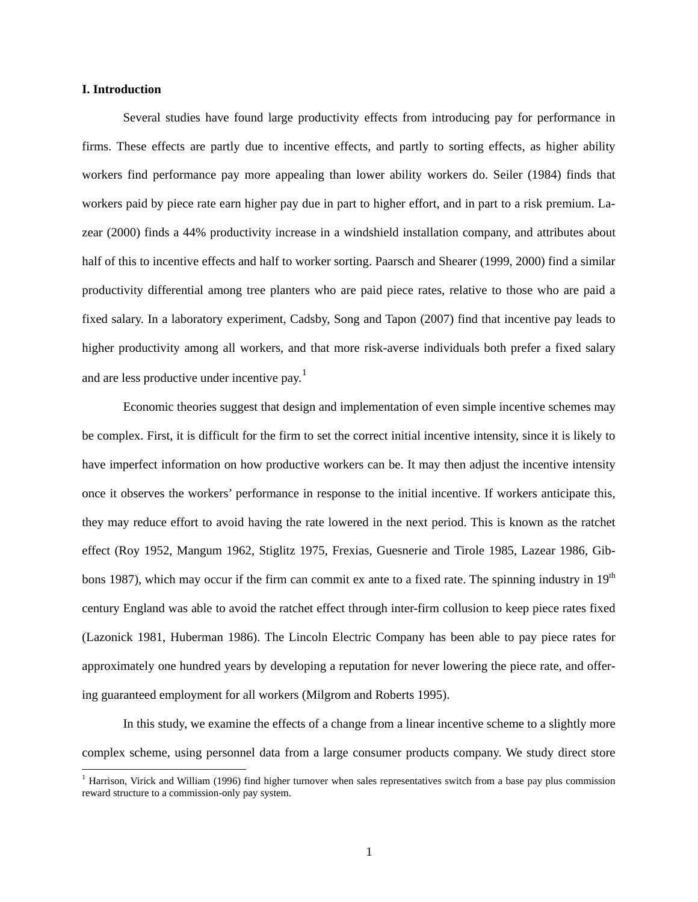**I. Introduction**

Several studies have found large productivity effects from introducing pay for performance in firms. These effects are partly due to incentive effects, and partly to sorting effects, as higher ability workers find performance pay more appealing than lower ability workers do. Seiler (1984) finds that workers paid by piece rate earn higher pay due in part to higher effort, and in part to a risk premium. Lazear (2000) finds a 44% productivity increase in a windshield installation company, and attributes about half of this to incentive effects and half to worker sorting. Paarsch and Shearer (1999, 2000) find a similar productivity differential among tree planters who are paid piece rates, relative to those who are paid a fixed salary. In a laboratory experiment, Cadsby, Song and Tapon (2007) find that incentive pay leads to higher productivity among all workers, and that more risk-averse individuals both prefer a fixed salary and are less productive under incentive pay.[1]

Economic theories suggest that design and implementation of even simple incentive schemes may be complex. First, it is difficult for the firm to set the correct initial incentive intensity, since it is likely to have imperfect information on how productive workers can be. It may then adjust the incentive intensity once it observes the workers' performance in response to the initial incentive. If workers anticipate this, they may reduce effort to avoid having the rate lowered in the next period. This is known as the ratchet effect (Roy 1952, Mangum 1962, Stiglitz 1975, Frexias, Guesnerie and Tirole 1985, Lazear 1986, Gibbons 1987), which may occur if the firm can commit ex ante to a fixed rate. The spinning industry in 19th century England was able to avoid the ratchet effect through inter-firm collusion to keep piece rates fixed (Lazonick 1981, Huberman 1986). The Lincoln Electric Company has been able to pay piece rates for approximately one hundred years by developing a reputation for never lowering the piece rate, and offering guaranteed employment for all workers (Milgrom and Roberts 1995).

In this study, we examine the effects of a change from a linear incentive scheme to a slightly more complex scheme, using personnel data from a large consumer products company. We study direct store

[1] Harrison, Virick and William (1996) find higher turnover when sales representatives switch from a base pay plus commission reward structure to a commission-only pay system.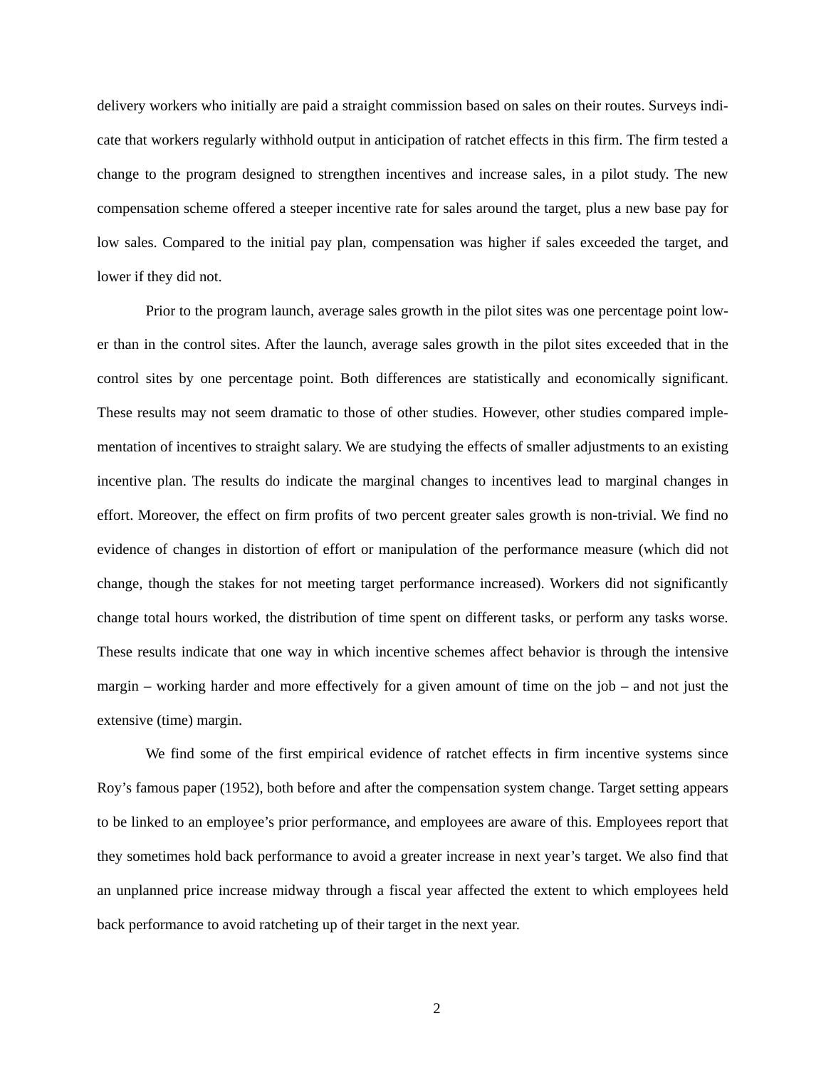delivery workers who initially are paid a straight commission based on sales on their routes. Surveys indicate that workers regularly withhold output in anticipation of ratchet effects in this firm. The firm tested a change to the program designed to strengthen incentives and increase sales, in a pilot study. The new compensation scheme offered a steeper incentive rate for sales around the target, plus a new base pay for low sales. Compared to the initial pay plan, compensation was higher if sales exceeded the target, and lower if they did not.

Prior to the program launch, average sales growth in the pilot sites was one percentage point lower than in the control sites. After the launch, average sales growth in the pilot sites exceeded that in the control sites by one percentage point. Both differences are statistically and economically significant. These results may not seem dramatic to those of other studies. However, other studies compared implementation of incentives to straight salary. We are studying the effects of smaller adjustments to an existing incentive plan. The results do indicate the marginal changes to incentives lead to marginal changes in effort. Moreover, the effect on firm profits of two percent greater sales growth is non-trivial. We find no evidence of changes in distortion of effort or manipulation of the performance measure (which did not change, though the stakes for not meeting target performance increased). Workers did not significantly change total hours worked, the distribution of time spent on different tasks, or perform any tasks worse. These results indicate that one way in which incentive schemes affect behavior is through the intensive margin – working harder and more effectively for a given amount of time on the job – and not just the extensive (time) margin.

We find some of the first empirical evidence of ratchet effects in firm incentive systems since Roy's famous paper (1952), both before and after the compensation system change. Target setting appears to be linked to an employee's prior performance, and employees are aware of this. Employees report that they sometimes hold back performance to avoid a greater increase in next year's target. We also find that an unplanned price increase midway through a fiscal year affected the extent to which employees held back performance to avoid ratcheting up of their target in the next year.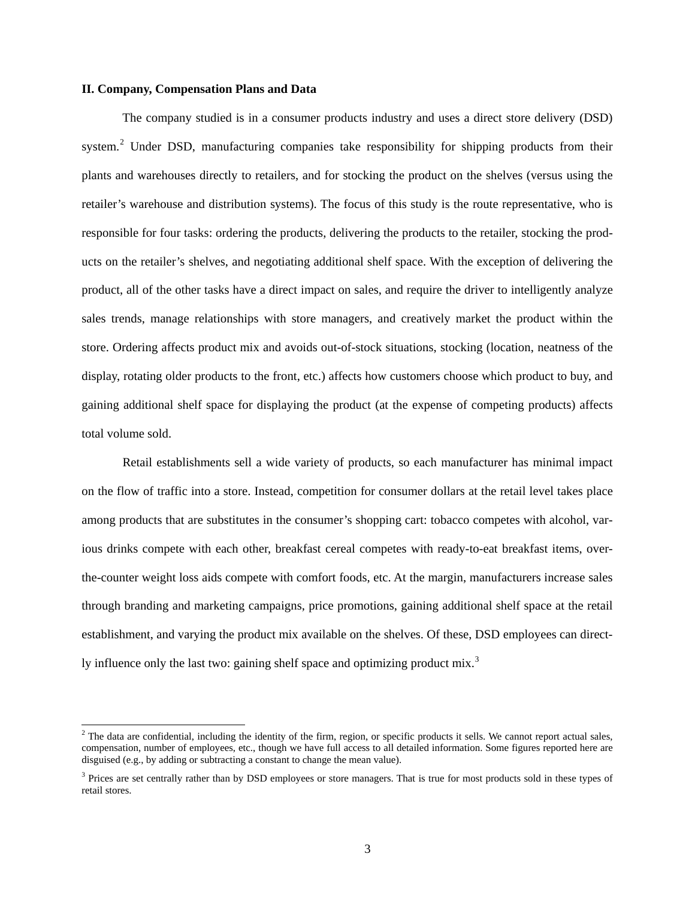## II. Company, Compensation Plans and Data

The company studied is in a consumer products industry and uses a direct store delivery (DSD) system.[2] Under DSD, manufacturing companies take responsibility for shipping products from their plants and warehouses directly to retailers, and for stocking the product on the shelves (versus using the retailer's warehouse and distribution systems). The focus of this study is the route representative, who is responsible for four tasks: ordering the products, delivering the products to the retailer, stocking the products on the retailer's shelves, and negotiating additional shelf space. With the exception of delivering the product, all of the other tasks have a direct impact on sales, and require the driver to intelligently analyze sales trends, manage relationships with store managers, and creatively market the product within the store. Ordering affects product mix and avoids out-of-stock situations, stocking (location, neatness of the display, rotating older products to the front, etc.) affects how customers choose which product to buy, and gaining additional shelf space for displaying the product (at the expense of competing products) affects total volume sold.

Retail establishments sell a wide variety of products, so each manufacturer has minimal impact on the flow of traffic into a store. Instead, competition for consumer dollars at the retail level takes place among products that are substitutes in the consumer's shopping cart: tobacco competes with alcohol, various drinks compete with each other, breakfast cereal competes with ready-to-eat breakfast items, over-the-counter weight loss aids compete with comfort foods, etc. At the margin, manufacturers increase sales through branding and marketing campaigns, price promotions, gaining additional shelf space at the retail establishment, and varying the product mix available on the shelves. Of these, DSD employees can directly influence only the last two: gaining shelf space and optimizing product mix.[3]

[2] The data are confidential, including the identity of the firm, region, or specific products it sells. We cannot report actual sales, compensation, number of employees, etc., though we have full access to all detailed information. Some figures reported here are disguised (e.g., by adding or subtracting a constant to change the mean value).

[3] Prices are set centrally rather than by DSD employees or store managers. That is true for most products sold in these types of retail stores.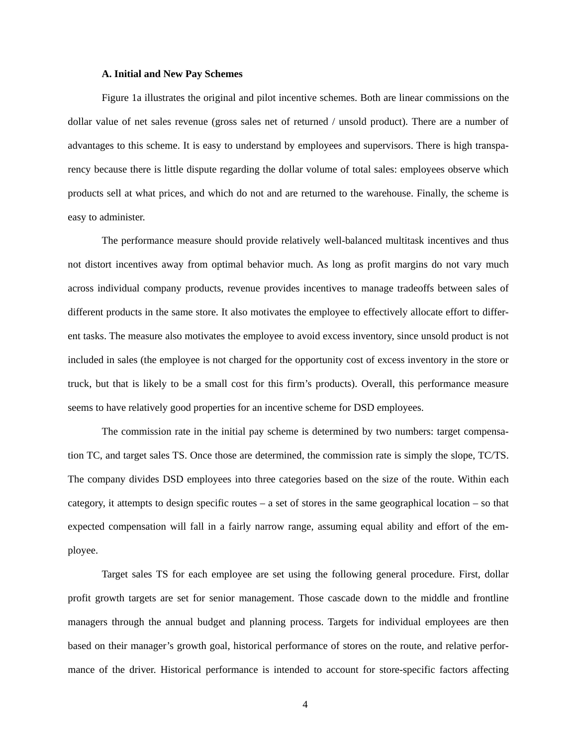### A. Initial and New Pay Schemes

Figure 1a illustrates the original and pilot incentive schemes. Both are linear commissions on the dollar value of net sales revenue (gross sales net of returned / unsold product). There are a number of advantages to this scheme. It is easy to understand by employees and supervisors. There is high transparency because there is little dispute regarding the dollar volume of total sales: employees observe which products sell at what prices, and which do not and are returned to the warehouse. Finally, the scheme is easy to administer.

The performance measure should provide relatively well-balanced multitask incentives and thus not distort incentives away from optimal behavior much. As long as profit margins do not vary much across individual company products, revenue provides incentives to manage tradeoffs between sales of different products in the same store. It also motivates the employee to effectively allocate effort to different tasks. The measure also motivates the employee to avoid excess inventory, since unsold product is not included in sales (the employee is not charged for the opportunity cost of excess inventory in the store or truck, but that is likely to be a small cost for this firm's products). Overall, this performance measure seems to have relatively good properties for an incentive scheme for DSD employees.

The commission rate in the initial pay scheme is determined by two numbers: target compensation TC, and target sales TS. Once those are determined, the commission rate is simply the slope, TC/TS. The company divides DSD employees into three categories based on the size of the route. Within each category, it attempts to design specific routes – a set of stores in the same geographical location – so that expected compensation will fall in a fairly narrow range, assuming equal ability and effort of the employee.

Target sales TS for each employee are set using the following general procedure. First, dollar profit growth targets are set for senior management. Those cascade down to the middle and frontline managers through the annual budget and planning process. Targets for individual employees are then based on their manager's growth goal, historical performance of stores on the route, and relative performance of the driver. Historical performance is intended to account for store-specific factors affecting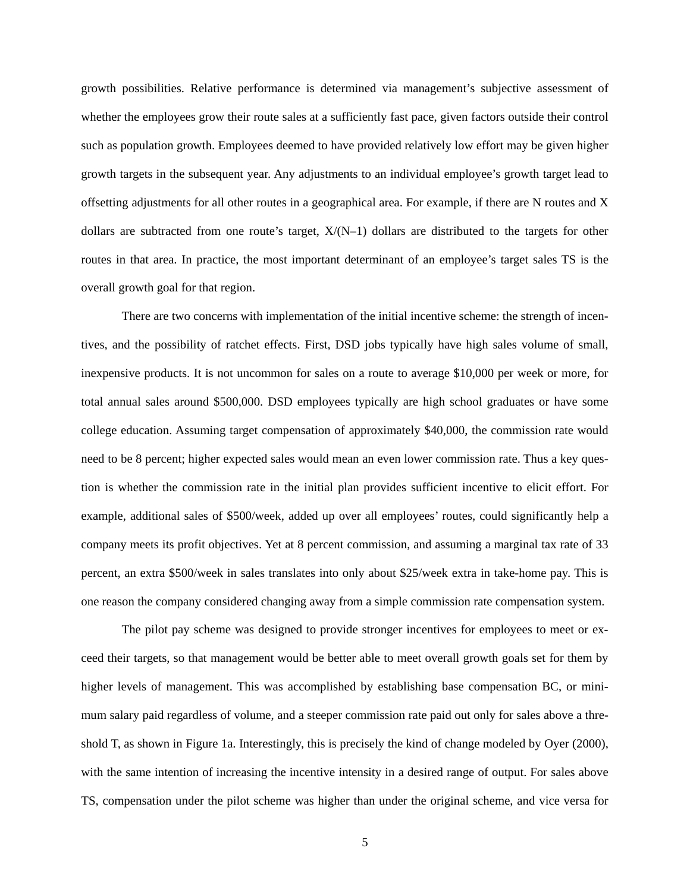growth possibilities. Relative performance is determined via management's subjective assessment of whether the employees grow their route sales at a sufficiently fast pace, given factors outside their control such as population growth. Employees deemed to have provided relatively low effort may be given higher growth targets in the subsequent year. Any adjustments to an individual employee's growth target lead to offsetting adjustments for all other routes in a geographical area. For example, if there are N routes and X dollars are subtracted from one route's target, $X/(N–1)$ dollars are distributed to the targets for other routes in that area. In practice, the most important determinant of an employee's target sales TS is the overall growth goal for that region.

There are two concerns with implementation of the initial incentive scheme: the strength of incentives, and the possibility of ratchet effects. First, DSD jobs typically have high sales volume of small, inexpensive products. It is not uncommon for sales on a route to average $10,000 per week or more, for total annual sales around $500,000. DSD employees typically are high school graduates or have some college education. Assuming target compensation of approximately $40,000, the commission rate would need to be 8 percent; higher expected sales would mean an even lower commission rate. Thus a key question is whether the commission rate in the initial plan provides sufficient incentive to elicit effort. For example, additional sales of $500/week, added up over all employees' routes, could significantly help a company meets its profit objectives. Yet at 8 percent commission, and assuming a marginal tax rate of 33 percent, an extra $500/week in sales translates into only about $25/week extra in take-home pay. This is one reason the company considered changing away from a simple commission rate compensation system.

The pilot pay scheme was designed to provide stronger incentives for employees to meet or exceed their targets, so that management would be better able to meet overall growth goals set for them by higher levels of management. This was accomplished by establishing base compensation BC, or minimum salary paid regardless of volume, and a steeper commission rate paid out only for sales above a threshold T, as shown in Figure 1a. Interestingly, this is precisely the kind of change modeled by Oyer (2000), with the same intention of increasing the incentive intensity in a desired range of output. For sales above TS, compensation under the pilot scheme was higher than under the original scheme, and vice versa for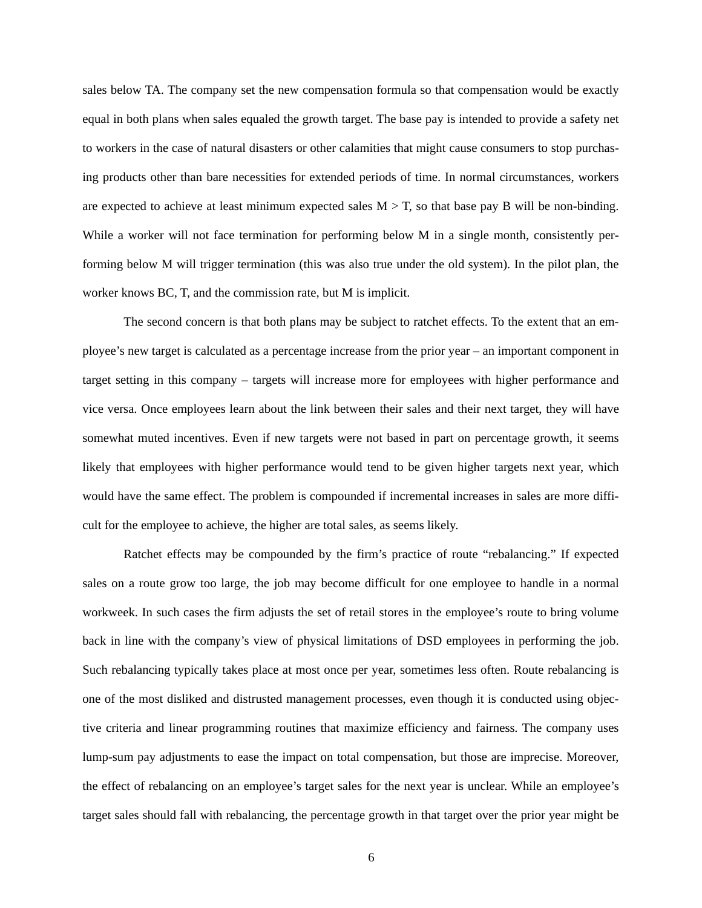sales below TA. The company set the new compensation formula so that compensation would be exactly equal in both plans when sales equaled the growth target. The base pay is intended to provide a safety net to workers in the case of natural disasters or other calamities that might cause consumers to stop purchasing products other than bare necessities for extended periods of time. In normal circumstances, workers are expected to achieve at least minimum expected sales $M > T$, so that base pay B will be non-binding. While a worker will not face termination for performing below M in a single month, consistently performing below M will trigger termination (this was also true under the old system). In the pilot plan, the worker knows BC, T, and the commission rate, but M is implicit.

The second concern is that both plans may be subject to ratchet effects. To the extent that an employee's new target is calculated as a percentage increase from the prior year – an important component in target setting in this company – targets will increase more for employees with higher performance and vice versa. Once employees learn about the link between their sales and their next target, they will have somewhat muted incentives. Even if new targets were not based in part on percentage growth, it seems likely that employees with higher performance would tend to be given higher targets next year, which would have the same effect. The problem is compounded if incremental increases in sales are more difficult for the employee to achieve, the higher are total sales, as seems likely.

Ratchet effects may be compounded by the firm's practice of route "rebalancing." If expected sales on a route grow too large, the job may become difficult for one employee to handle in a normal workweek. In such cases the firm adjusts the set of retail stores in the employee's route to bring volume back in line with the company's view of physical limitations of DSD employees in performing the job. Such rebalancing typically takes place at most once per year, sometimes less often. Route rebalancing is one of the most disliked and distrusted management processes, even though it is conducted using objective criteria and linear programming routines that maximize efficiency and fairness. The company uses lump-sum pay adjustments to ease the impact on total compensation, but those are imprecise. Moreover, the effect of rebalancing on an employee's target sales for the next year is unclear. While an employee's target sales should fall with rebalancing, the percentage growth in that target over the prior year might be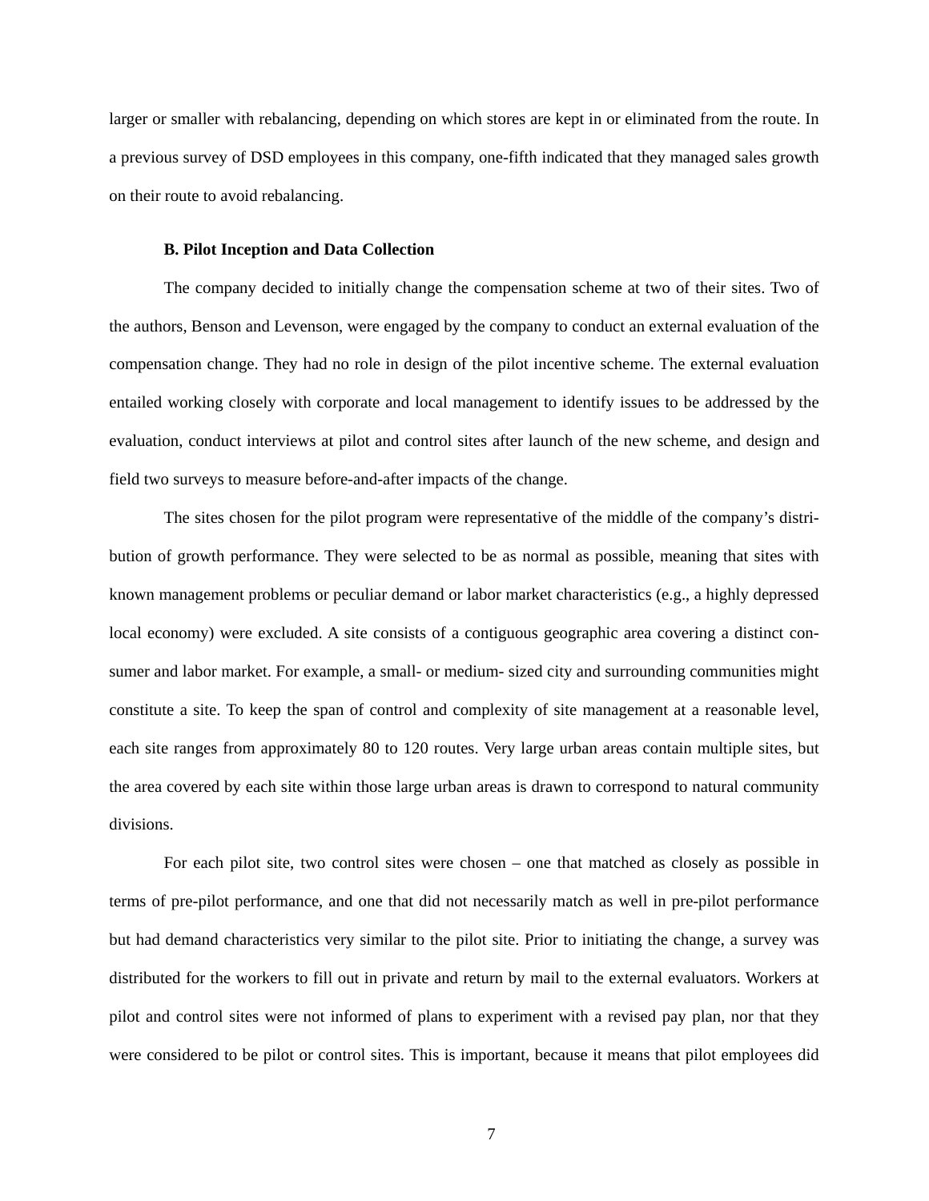larger or smaller with rebalancing, depending on which stores are kept in or eliminated from the route. In a previous survey of DSD employees in this company, one-fifth indicated that they managed sales growth on their route to avoid rebalancing.

### B. Pilot Inception and Data Collection

The company decided to initially change the compensation scheme at two of their sites. Two of the authors, Benson and Levenson, were engaged by the company to conduct an external evaluation of the compensation change. They had no role in design of the pilot incentive scheme. The external evaluation entailed working closely with corporate and local management to identify issues to be addressed by the evaluation, conduct interviews at pilot and control sites after launch of the new scheme, and design and field two surveys to measure before-and-after impacts of the change.

The sites chosen for the pilot program were representative of the middle of the company's distribution of growth performance. They were selected to be as normal as possible, meaning that sites with known management problems or peculiar demand or labor market characteristics (e.g., a highly depressed local economy) were excluded. A site consists of a contiguous geographic area covering a distinct consumer and labor market. For example, a small- or medium- sized city and surrounding communities might constitute a site. To keep the span of control and complexity of site management at a reasonable level, each site ranges from approximately 80 to 120 routes. Very large urban areas contain multiple sites, but the area covered by each site within those large urban areas is drawn to correspond to natural community divisions.

For each pilot site, two control sites were chosen – one that matched as closely as possible in terms of pre-pilot performance, and one that did not necessarily match as well in pre-pilot performance but had demand characteristics very similar to the pilot site. Prior to initiating the change, a survey was distributed for the workers to fill out in private and return by mail to the external evaluators. Workers at pilot and control sites were not informed of plans to experiment with a revised pay plan, nor that they were considered to be pilot or control sites. This is important, because it means that pilot employees did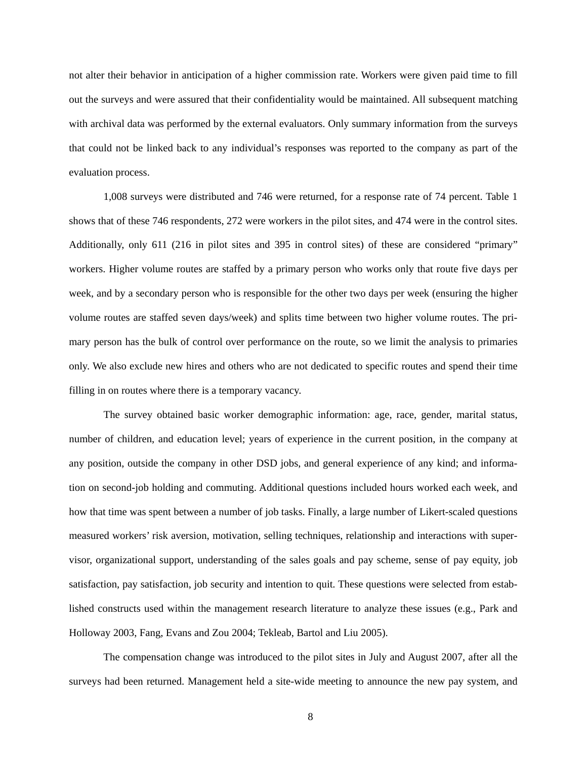not alter their behavior in anticipation of a higher commission rate. Workers were given paid time to fill out the surveys and were assured that their confidentiality would be maintained. All subsequent matching with archival data was performed by the external evaluators. Only summary information from the surveys that could not be linked back to any individual's responses was reported to the company as part of the evaluation process.

1,008 surveys were distributed and 746 were returned, for a response rate of 74 percent. Table 1 shows that of these 746 respondents, 272 were workers in the pilot sites, and 474 were in the control sites. Additionally, only 611 (216 in pilot sites and 395 in control sites) of these are considered "primary" workers. Higher volume routes are staffed by a primary person who works only that route five days per week, and by a secondary person who is responsible for the other two days per week (ensuring the higher volume routes are staffed seven days/week) and splits time between two higher volume routes. The primary person has the bulk of control over performance on the route, so we limit the analysis to primaries only. We also exclude new hires and others who are not dedicated to specific routes and spend their time filling in on routes where there is a temporary vacancy.

The survey obtained basic worker demographic information: age, race, gender, marital status, number of children, and education level; years of experience in the current position, in the company at any position, outside the company in other DSD jobs, and general experience of any kind; and information on second-job holding and commuting. Additional questions included hours worked each week, and how that time was spent between a number of job tasks. Finally, a large number of Likert-scaled questions measured workers' risk aversion, motivation, selling techniques, relationship and interactions with supervisor, organizational support, understanding of the sales goals and pay scheme, sense of pay equity, job satisfaction, pay satisfaction, job security and intention to quit. These questions were selected from established constructs used within the management research literature to analyze these issues (e.g., Park and Holloway 2003, Fang, Evans and Zou 2004; Tekleab, Bartol and Liu 2005).

The compensation change was introduced to the pilot sites in July and August 2007, after all the surveys had been returned. Management held a site-wide meeting to announce the new pay system, and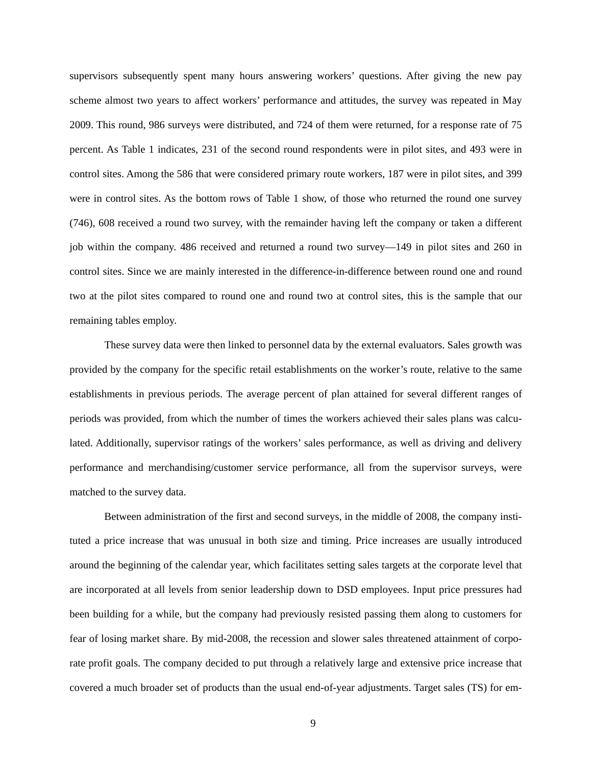supervisors subsequently spent many hours answering workers' questions. After giving the new pay scheme almost two years to affect workers' performance and attitudes, the survey was repeated in May 2009. This round, 986 surveys were distributed, and 724 of them were returned, for a response rate of 75 percent. As Table 1 indicates, 231 of the second round respondents were in pilot sites, and 493 were in control sites. Among the 586 that were considered primary route workers, 187 were in pilot sites, and 399 were in control sites. As the bottom rows of Table 1 show, of those who returned the round one survey (746), 608 received a round two survey, with the remainder having left the company or taken a different job within the company. 486 received and returned a round two survey—149 in pilot sites and 260 in control sites. Since we are mainly interested in the difference-in-difference between round one and round two at the pilot sites compared to round one and round two at control sites, this is the sample that our remaining tables employ.

These survey data were then linked to personnel data by the external evaluators. Sales growth was provided by the company for the specific retail establishments on the worker's route, relative to the same establishments in previous periods. The average percent of plan attained for several different ranges of periods was provided, from which the number of times the workers achieved their sales plans was calculated. Additionally, supervisor ratings of the workers' sales performance, as well as driving and delivery performance and merchandising/customer service performance, all from the supervisor surveys, were matched to the survey data.

Between administration of the first and second surveys, in the middle of 2008, the company instituted a price increase that was unusual in both size and timing. Price increases are usually introduced around the beginning of the calendar year, which facilitates setting sales targets at the corporate level that are incorporated at all levels from senior leadership down to DSD employees. Input price pressures had been building for a while, but the company had previously resisted passing them along to customers for fear of losing market share. By mid-2008, the recession and slower sales threatened attainment of corporate profit goals. The company decided to put through a relatively large and extensive price increase that covered a much broader set of products than the usual end-of-year adjustments. Target sales (TS) for em-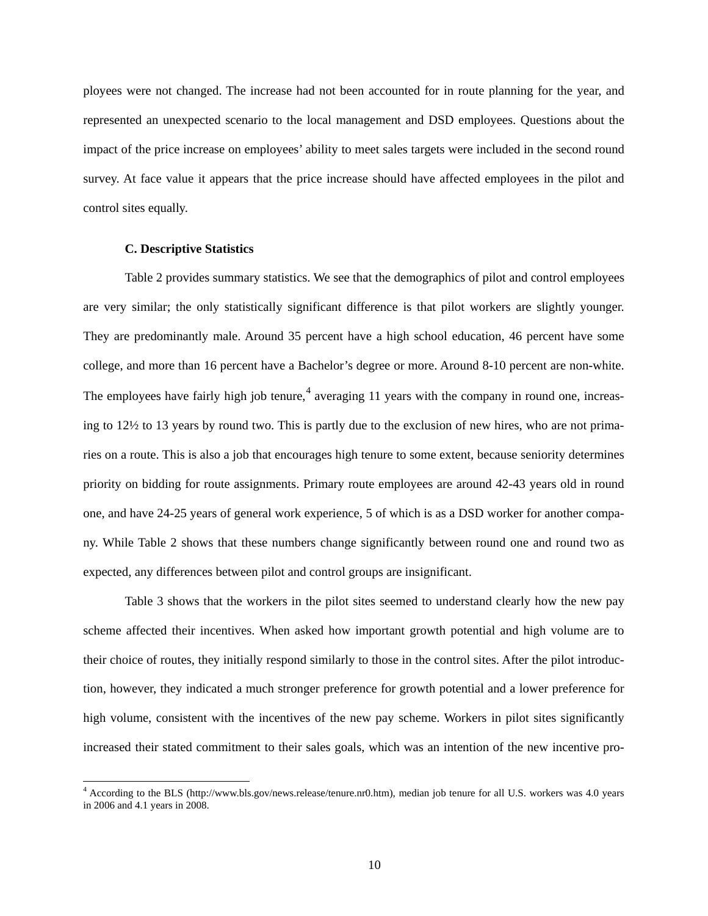ployees were not changed. The increase had not been accounted for in route planning for the year, and represented an unexpected scenario to the local management and DSD employees. Questions about the impact of the price increase on employees' ability to meet sales targets were included in the second round survey. At face value it appears that the price increase should have affected employees in the pilot and control sites equally.

### C. Descriptive Statistics

Table 2 provides summary statistics. We see that the demographics of pilot and control employees are very similar; the only statistically significant difference is that pilot workers are slightly younger. They are predominantly male. Around 35 percent have a high school education, 46 percent have some college, and more than 16 percent have a Bachelor's degree or more. Around 8-10 percent are non-white. The employees have fairly high job tenure,[4] averaging 11 years with the company in round one, increasing to 12½ to 13 years by round two. This is partly due to the exclusion of new hires, who are not primaries on a route. This is also a job that encourages high tenure to some extent, because seniority determines priority on bidding for route assignments. Primary route employees are around 42-43 years old in round one, and have 24-25 years of general work experience, 5 of which is as a DSD worker for another company. While Table 2 shows that these numbers change significantly between round one and round two as expected, any differences between pilot and control groups are insignificant.

Table 3 shows that the workers in the pilot sites seemed to understand clearly how the new pay scheme affected their incentives. When asked how important growth potential and high volume are to their choice of routes, they initially respond similarly to those in the control sites. After the pilot introduction, however, they indicated a much stronger preference for growth potential and a lower preference for high volume, consistent with the incentives of the new pay scheme. Workers in pilot sites significantly increased their stated commitment to their sales goals, which was an intention of the new incentive pro-

[4] According to the BLS (http://www.bls.gov/news.release/tenure.nr0.htm), median job tenure for all U.S. workers was 4.0 years in 2006 and 4.1 years in 2008.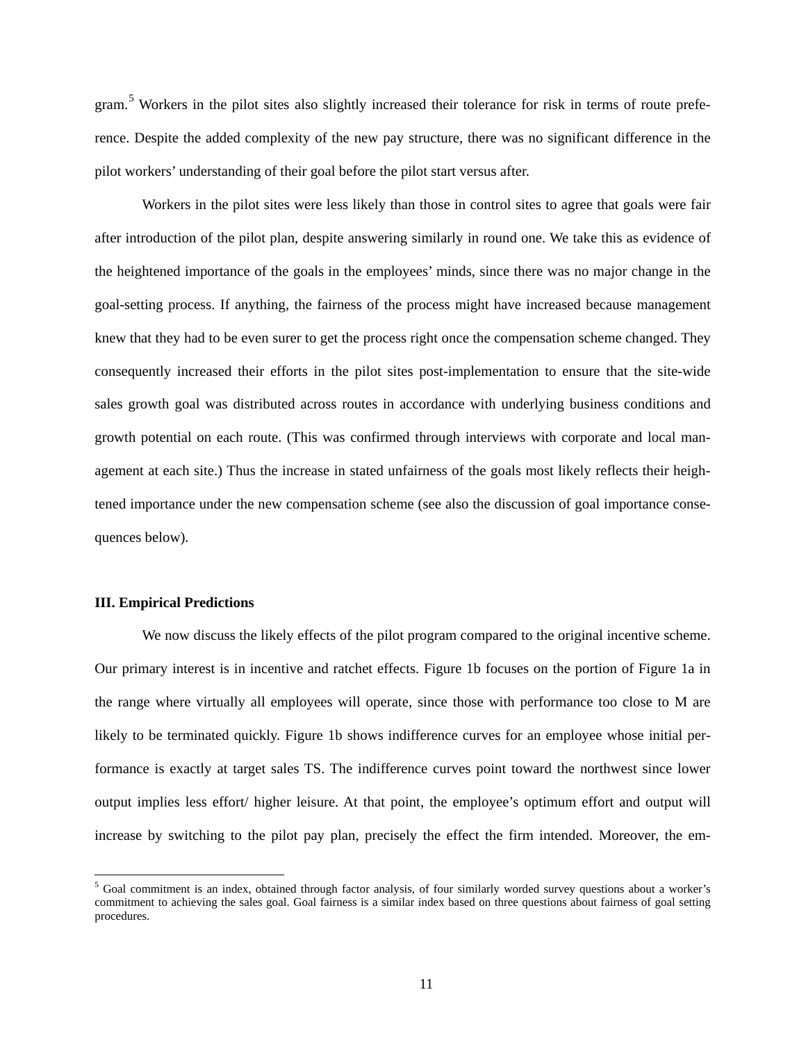gram.[5] Workers in the pilot sites also slightly increased their tolerance for risk in terms of route preference. Despite the added complexity of the new pay structure, there was no significant difference in the pilot workers' understanding of their goal before the pilot start versus after.

Workers in the pilot sites were less likely than those in control sites to agree that goals were fair after introduction of the pilot plan, despite answering similarly in round one. We take this as evidence of the heightened importance of the goals in the employees' minds, since there was no major change in the goal-setting process. If anything, the fairness of the process might have increased because management knew that they had to be even surer to get the process right once the compensation scheme changed. They consequently increased their efforts in the pilot sites post-implementation to ensure that the site-wide sales growth goal was distributed across routes in accordance with underlying business conditions and growth potential on each route. (This was confirmed through interviews with corporate and local management at each site.) Thus the increase in stated unfairness of the goals most likely reflects their heightened importance under the new compensation scheme (see also the discussion of goal importance consequences below).

### III. Empirical Predictions

We now discuss the likely effects of the pilot program compared to the original incentive scheme. Our primary interest is in incentive and ratchet effects. Figure 1b focuses on the portion of Figure 1a in the range where virtually all employees will operate, since those with performance too close to M are likely to be terminated quickly. Figure 1b shows indifference curves for an employee whose initial performance is exactly at target sales TS. The indifference curves point toward the northwest since lower output implies less effort/ higher leisure. At that point, the employee's optimum effort and output will increase by switching to the pilot pay plan, precisely the effect the firm intended. Moreover, the em-

[5] Goal commitment is an index, obtained through factor analysis, of four similarly worded survey questions about a worker's commitment to achieving the sales goal. Goal fairness is a similar index based on three questions about fairness of goal setting procedures.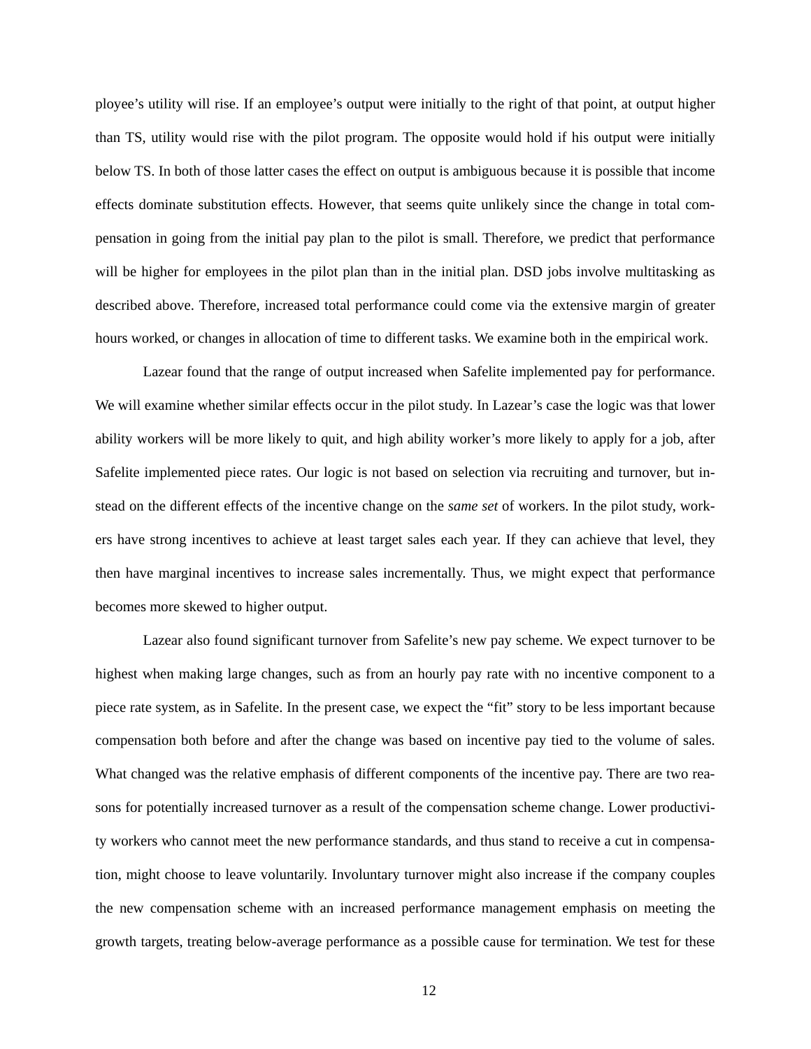ployee's utility will rise. If an employee's output were initially to the right of that point, at output higher than TS, utility would rise with the pilot program. The opposite would hold if his output were initially below TS. In both of those latter cases the effect on output is ambiguous because it is possible that income effects dominate substitution effects. However, that seems quite unlikely since the change in total compensation in going from the initial pay plan to the pilot is small. Therefore, we predict that performance will be higher for employees in the pilot plan than in the initial plan. DSD jobs involve multitasking as described above. Therefore, increased total performance could come via the extensive margin of greater hours worked, or changes in allocation of time to different tasks. We examine both in the empirical work.

Lazear found that the range of output increased when Safelite implemented pay for performance. We will examine whether similar effects occur in the pilot study. In Lazear's case the logic was that lower ability workers will be more likely to quit, and high ability worker's more likely to apply for a job, after Safelite implemented piece rates. Our logic is not based on selection via recruiting and turnover, but instead on the different effects of the incentive change on the *same set* of workers. In the pilot study, workers have strong incentives to achieve at least target sales each year. If they can achieve that level, they then have marginal incentives to increase sales incrementally. Thus, we might expect that performance becomes more skewed to higher output.

Lazear also found significant turnover from Safelite's new pay scheme. We expect turnover to be highest when making large changes, such as from an hourly pay rate with no incentive component to a piece rate system, as in Safelite. In the present case, we expect the "fit" story to be less important because compensation both before and after the change was based on incentive pay tied to the volume of sales. What changed was the relative emphasis of different components of the incentive pay. There are two reasons for potentially increased turnover as a result of the compensation scheme change. Lower productivity workers who cannot meet the new performance standards, and thus stand to receive a cut in compensation, might choose to leave voluntarily. Involuntary turnover might also increase if the company couples the new compensation scheme with an increased performance management emphasis on meeting the growth targets, treating below-average performance as a possible cause for termination. We test for these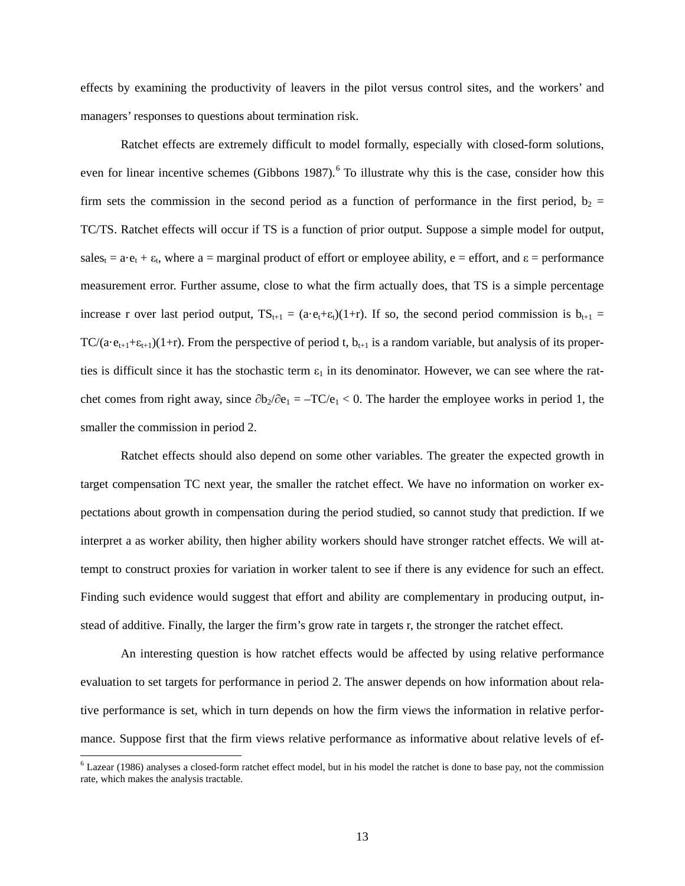effects by examining the productivity of leavers in the pilot versus control sites, and the workers' and managers' responses to questions about termination risk.

Ratchet effects are extremely difficult to model formally, especially with closed-form solutions, even for linear incentive schemes (Gibbons 1987).[6] To illustrate why this is the case, consider how this firm sets the commission in the second period as a function of performance in the first period, $b_2$ = TC/TS. Ratchet effects will occur if TS is a function of prior output. Suppose a simple model for output, $sales_t = a \cdot e_t + \varepsilon_t$, where a = marginal product of effort or employee ability, e = effort, and $\varepsilon$ = performance measurement error. Further assume, close to what the firm actually does, that TS is a simple percentage increase r over last period output, $TS_{t+1} = (a \cdot e_t + \varepsilon_t)(1+r)$. If so, the second period commission is $b_{t+1} = TC/(a \cdot e_{t+1} + \varepsilon_{t+1})(1+r)$. From the perspective of period t, $b_{t+1}$ is a random variable, but analysis of its properties is difficult since it has the stochastic term $\varepsilon_1$ in its denominator. However, we can see where the ratchet comes from right away, since $\partial b_2/\partial e_1 = -TC/e_1 < 0$. The harder the employee works in period 1, the smaller the commission in period 2.

Ratchet effects should also depend on some other variables. The greater the expected growth in target compensation TC next year, the smaller the ratchet effect. We have no information on worker expectations about growth in compensation during the period studied, so cannot study that prediction. If we interpret a as worker ability, then higher ability workers should have stronger ratchet effects. We will attempt to construct proxies for variation in worker talent to see if there is any evidence for such an effect. Finding such evidence would suggest that effort and ability are complementary in producing output, instead of additive. Finally, the larger the firm's grow rate in targets r, the stronger the ratchet effect.

An interesting question is how ratchet effects would be affected by using relative performance evaluation to set targets for performance in period 2. The answer depends on how information about relative performance is set, which in turn depends on how the firm views the information in relative performance. Suppose first that the firm views relative performance as informative about relative levels of ef-

[6] Lazear (1986) analyses a closed-form ratchet effect model, but in his model the ratchet is done to base pay, not the commission rate, which makes the analysis tractable.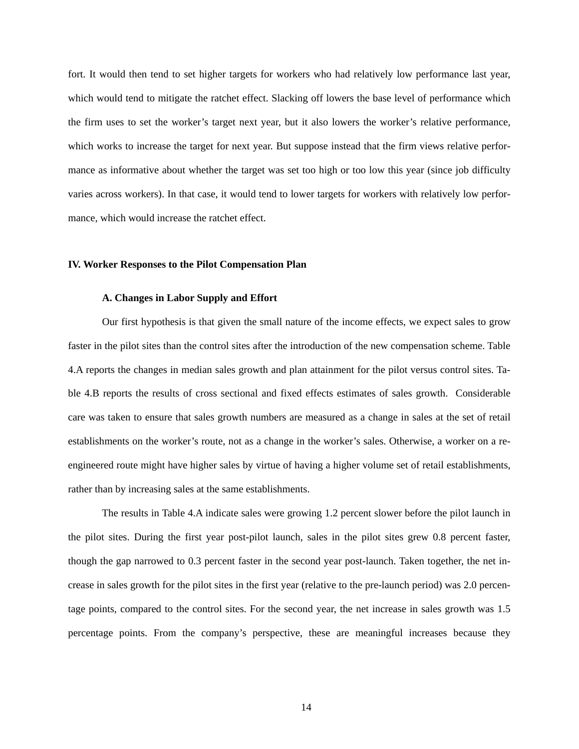fort. It would then tend to set higher targets for workers who had relatively low performance last year, which would tend to mitigate the ratchet effect. Slacking off lowers the base level of performance which the firm uses to set the worker's target next year, but it also lowers the worker's relative performance, which works to increase the target for next year. But suppose instead that the firm views relative performance as informative about whether the target was set too high or too low this year (since job difficulty varies across workers). In that case, it would tend to lower targets for workers with relatively low performance, which would increase the ratchet effect.

## IV. Worker Responses to the Pilot Compensation Plan

### A. Changes in Labor Supply and Effort

Our first hypothesis is that given the small nature of the income effects, we expect sales to grow faster in the pilot sites than the control sites after the introduction of the new compensation scheme. Table 4.A reports the changes in median sales growth and plan attainment for the pilot versus control sites. Table 4.B reports the results of cross sectional and fixed effects estimates of sales growth. Considerable care was taken to ensure that sales growth numbers are measured as a change in sales at the set of retail establishments on the worker's route, not as a change in the worker's sales. Otherwise, a worker on a re-engineered route might have higher sales by virtue of having a higher volume set of retail establishments, rather than by increasing sales at the same establishments.

The results in Table 4.A indicate sales were growing 1.2 percent slower before the pilot launch in the pilot sites. During the first year post-pilot launch, sales in the pilot sites grew 0.8 percent faster, though the gap narrowed to 0.3 percent faster in the second year post-launch. Taken together, the net increase in sales growth for the pilot sites in the first year (relative to the pre-launch period) was 2.0 percentage points, compared to the control sites. For the second year, the net increase in sales growth was 1.5 percentage points. From the company's perspective, these are meaningful increases because they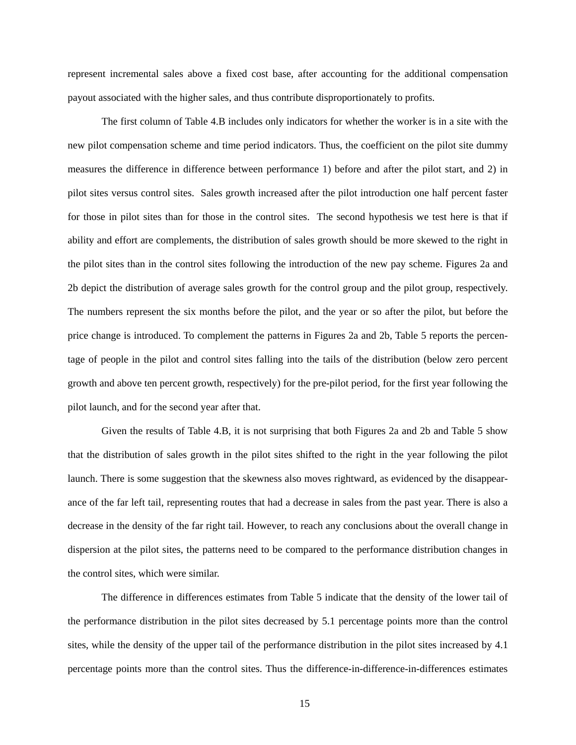represent incremental sales above a fixed cost base, after accounting for the additional compensation payout associated with the higher sales, and thus contribute disproportionately to profits.

The first column of Table 4.B includes only indicators for whether the worker is in a site with the new pilot compensation scheme and time period indicators. Thus, the coefficient on the pilot site dummy measures the difference in difference between performance 1) before and after the pilot start, and 2) in pilot sites versus control sites. Sales growth increased after the pilot introduction one half percent faster for those in pilot sites than for those in the control sites. The second hypothesis we test here is that if ability and effort are complements, the distribution of sales growth should be more skewed to the right in the pilot sites than in the control sites following the introduction of the new pay scheme. Figures 2a and 2b depict the distribution of average sales growth for the control group and the pilot group, respectively. The numbers represent the six months before the pilot, and the year or so after the pilot, but before the price change is introduced. To complement the patterns in Figures 2a and 2b, Table 5 reports the percentage of people in the pilot and control sites falling into the tails of the distribution (below zero percent growth and above ten percent growth, respectively) for the pre-pilot period, for the first year following the pilot launch, and for the second year after that.

Given the results of Table 4.B, it is not surprising that both Figures 2a and 2b and Table 5 show that the distribution of sales growth in the pilot sites shifted to the right in the year following the pilot launch. There is some suggestion that the skewness also moves rightward, as evidenced by the disappearance of the far left tail, representing routes that had a decrease in sales from the past year. There is also a decrease in the density of the far right tail. However, to reach any conclusions about the overall change in dispersion at the pilot sites, the patterns need to be compared to the performance distribution changes in the control sites, which were similar.

The difference in differences estimates from Table 5 indicate that the density of the lower tail of the performance distribution in the pilot sites decreased by 5.1 percentage points more than the control sites, while the density of the upper tail of the performance distribution in the pilot sites increased by 4.1 percentage points more than the control sites. Thus the difference-in-difference-in-differences estimates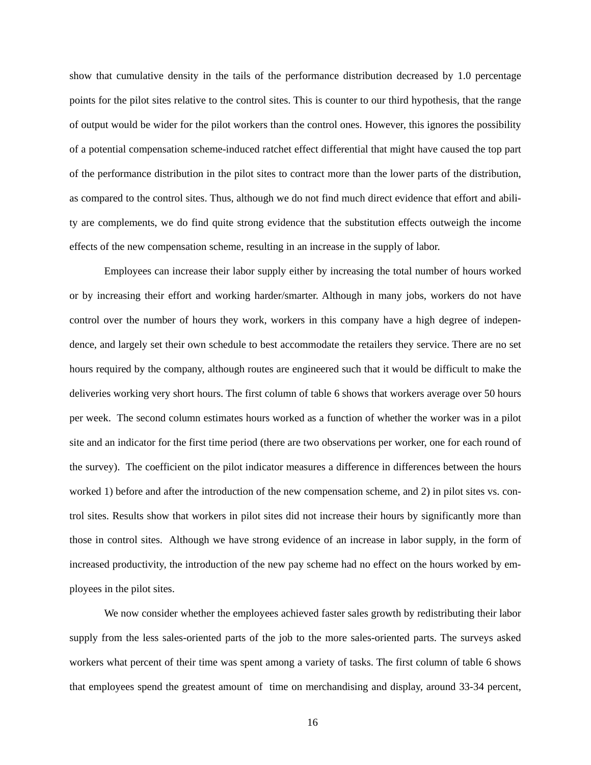show that cumulative density in the tails of the performance distribution decreased by 1.0 percentage points for the pilot sites relative to the control sites. This is counter to our third hypothesis, that the range of output would be wider for the pilot workers than the control ones. However, this ignores the possibility of a potential compensation scheme-induced ratchet effect differential that might have caused the top part of the performance distribution in the pilot sites to contract more than the lower parts of the distribution, as compared to the control sites. Thus, although we do not find much direct evidence that effort and ability are complements, we do find quite strong evidence that the substitution effects outweigh the income effects of the new compensation scheme, resulting in an increase in the supply of labor.

Employees can increase their labor supply either by increasing the total number of hours worked or by increasing their effort and working harder/smarter. Although in many jobs, workers do not have control over the number of hours they work, workers in this company have a high degree of independence, and largely set their own schedule to best accommodate the retailers they service. There are no set hours required by the company, although routes are engineered such that it would be difficult to make the deliveries working very short hours. The first column of table 6 shows that workers average over 50 hours per week. The second column estimates hours worked as a function of whether the worker was in a pilot site and an indicator for the first time period (there are two observations per worker, one for each round of the survey). The coefficient on the pilot indicator measures a difference in differences between the hours worked 1) before and after the introduction of the new compensation scheme, and 2) in pilot sites vs. control sites. Results show that workers in pilot sites did not increase their hours by significantly more than those in control sites. Although we have strong evidence of an increase in labor supply, in the form of increased productivity, the introduction of the new pay scheme had no effect on the hours worked by employees in the pilot sites.

We now consider whether the employees achieved faster sales growth by redistributing their labor supply from the less sales-oriented parts of the job to the more sales-oriented parts. The surveys asked workers what percent of their time was spent among a variety of tasks. The first column of table 6 shows that employees spend the greatest amount of time on merchandising and display, around 33-34 percent,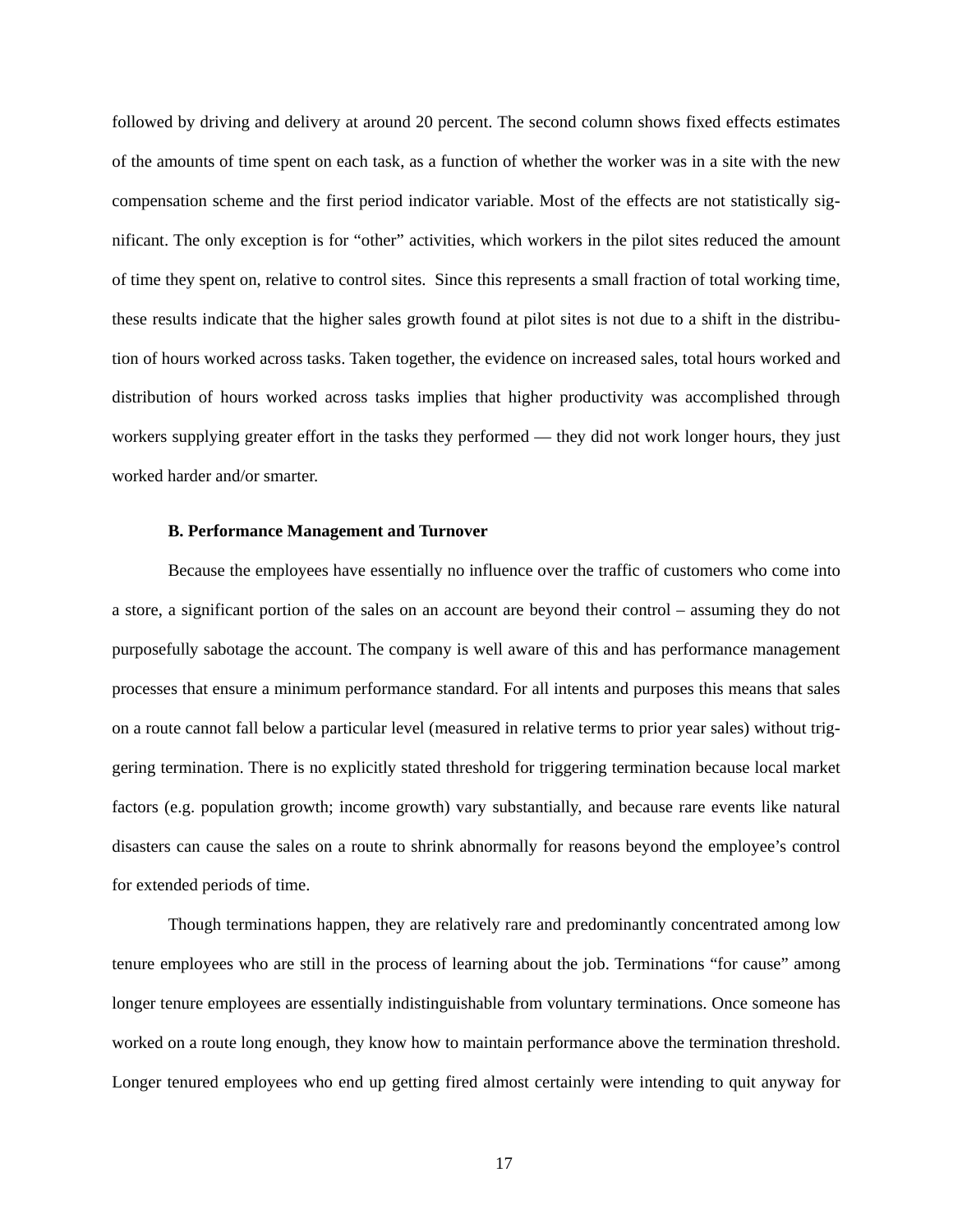followed by driving and delivery at around 20 percent. The second column shows fixed effects estimates of the amounts of time spent on each task, as a function of whether the worker was in a site with the new compensation scheme and the first period indicator variable. Most of the effects are not statistically significant. The only exception is for "other" activities, which workers in the pilot sites reduced the amount of time they spent on, relative to control sites. Since this represents a small fraction of total working time, these results indicate that the higher sales growth found at pilot sites is not due to a shift in the distribution of hours worked across tasks. Taken together, the evidence on increased sales, total hours worked and distribution of hours worked across tasks implies that higher productivity was accomplished through workers supplying greater effort in the tasks they performed — they did not work longer hours, they just worked harder and/or smarter.

### B. Performance Management and Turnover

Because the employees have essentially no influence over the traffic of customers who come into a store, a significant portion of the sales on an account are beyond their control – assuming they do not purposefully sabotage the account. The company is well aware of this and has performance management processes that ensure a minimum performance standard. For all intents and purposes this means that sales on a route cannot fall below a particular level (measured in relative terms to prior year sales) without triggering termination. There is no explicitly stated threshold for triggering termination because local market factors (e.g. population growth; income growth) vary substantially, and because rare events like natural disasters can cause the sales on a route to shrink abnormally for reasons beyond the employee's control for extended periods of time.

Though terminations happen, they are relatively rare and predominantly concentrated among low tenure employees who are still in the process of learning about the job. Terminations "for cause" among longer tenure employees are essentially indistinguishable from voluntary terminations. Once someone has worked on a route long enough, they know how to maintain performance above the termination threshold. Longer tenured employees who end up getting fired almost certainly were intending to quit anyway for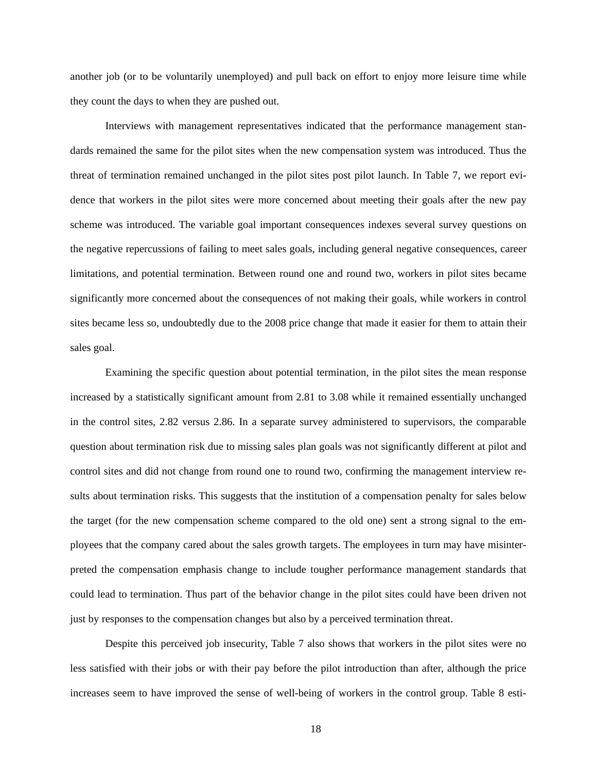another job (or to be voluntarily unemployed) and pull back on effort to enjoy more leisure time while they count the days to when they are pushed out.

Interviews with management representatives indicated that the performance management standards remained the same for the pilot sites when the new compensation system was introduced. Thus the threat of termination remained unchanged in the pilot sites post pilot launch. In Table 7, we report evidence that workers in the pilot sites were more concerned about meeting their goals after the new pay scheme was introduced. The variable goal important consequences indexes several survey questions on the negative repercussions of failing to meet sales goals, including general negative consequences, career limitations, and potential termination. Between round one and round two, workers in pilot sites became significantly more concerned about the consequences of not making their goals, while workers in control sites became less so, undoubtedly due to the 2008 price change that made it easier for them to attain their sales goal.

Examining the specific question about potential termination, in the pilot sites the mean response increased by a statistically significant amount from 2.81 to 3.08 while it remained essentially unchanged in the control sites, 2.82 versus 2.86. In a separate survey administered to supervisors, the comparable question about termination risk due to missing sales plan goals was not significantly different at pilot and control sites and did not change from round one to round two, confirming the management interview results about termination risks. This suggests that the institution of a compensation penalty for sales below the target (for the new compensation scheme compared to the old one) sent a strong signal to the employees that the company cared about the sales growth targets. The employees in turn may have misinterpreted the compensation emphasis change to include tougher performance management standards that could lead to termination. Thus part of the behavior change in the pilot sites could have been driven not just by responses to the compensation changes but also by a perceived termination threat.

Despite this perceived job insecurity, Table 7 also shows that workers in the pilot sites were no less satisfied with their jobs or with their pay before the pilot introduction than after, although the price increases seem to have improved the sense of well-being of workers in the control group. Table 8 esti-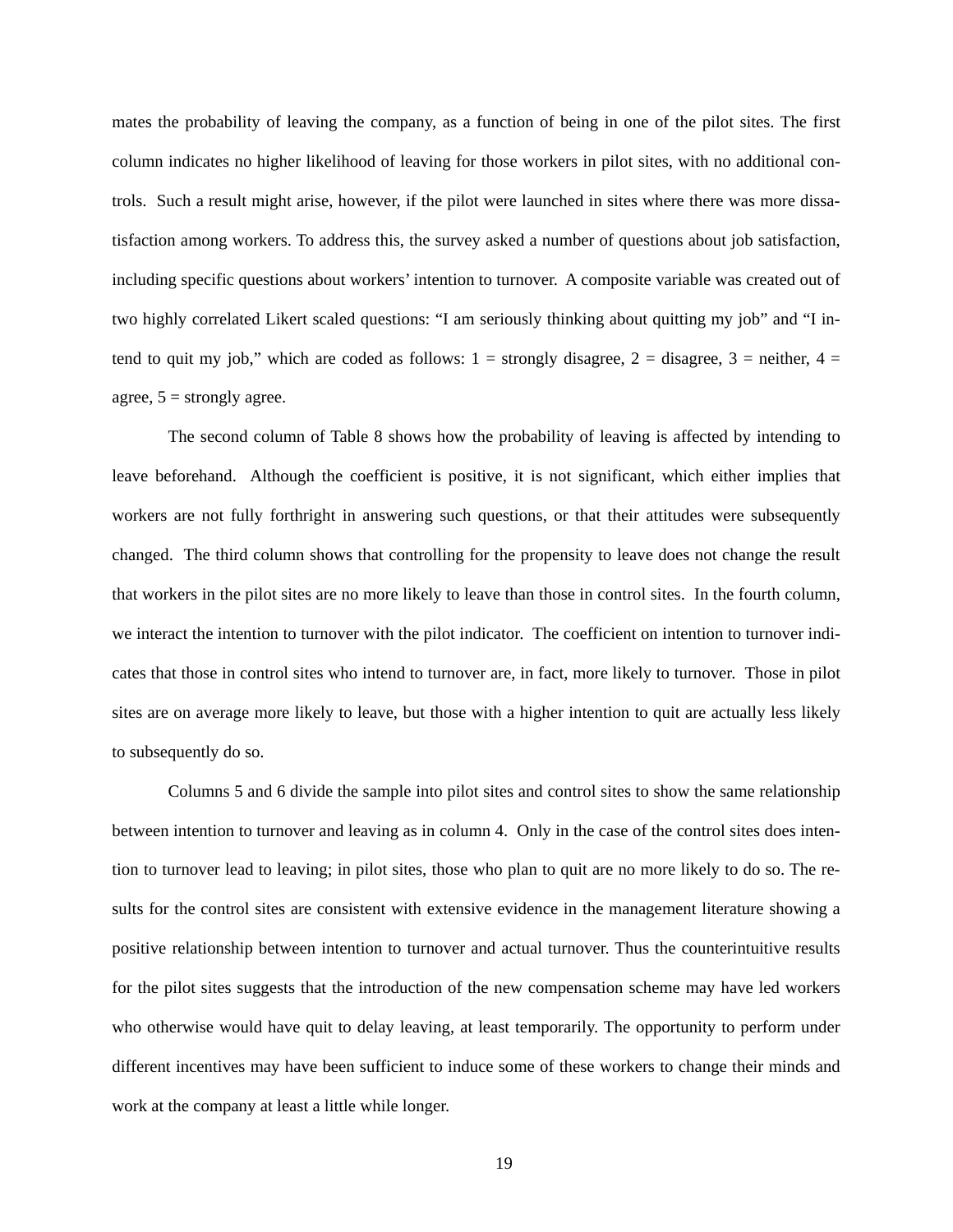mates the probability of leaving the company, as a function of being in one of the pilot sites. The first column indicates no higher likelihood of leaving for those workers in pilot sites, with no additional controls. Such a result might arise, however, if the pilot were launched in sites where there was more dissatisfaction among workers. To address this, the survey asked a number of questions about job satisfaction, including specific questions about workers' intention to turnover. A composite variable was created out of two highly correlated Likert scaled questions: "I am seriously thinking about quitting my job" and "I intend to quit my job," which are coded as follows: 1 = strongly disagree, 2 = disagree, 3 = neither, 4 = agree, 5 = strongly agree.

The second column of Table 8 shows how the probability of leaving is affected by intending to leave beforehand. Although the coefficient is positive, it is not significant, which either implies that workers are not fully forthright in answering such questions, or that their attitudes were subsequently changed. The third column shows that controlling for the propensity to leave does not change the result that workers in the pilot sites are no more likely to leave than those in control sites. In the fourth column, we interact the intention to turnover with the pilot indicator. The coefficient on intention to turnover indicates that those in control sites who intend to turnover are, in fact, more likely to turnover. Those in pilot sites are on average more likely to leave, but those with a higher intention to quit are actually less likely to subsequently do so.

Columns 5 and 6 divide the sample into pilot sites and control sites to show the same relationship between intention to turnover and leaving as in column 4. Only in the case of the control sites does intention to turnover lead to leaving; in pilot sites, those who plan to quit are no more likely to do so. The results for the control sites are consistent with extensive evidence in the management literature showing a positive relationship between intention to turnover and actual turnover. Thus the counterintuitive results for the pilot sites suggests that the introduction of the new compensation scheme may have led workers who otherwise would have quit to delay leaving, at least temporarily. The opportunity to perform under different incentives may have been sufficient to induce some of these workers to change their minds and work at the company at least a little while longer.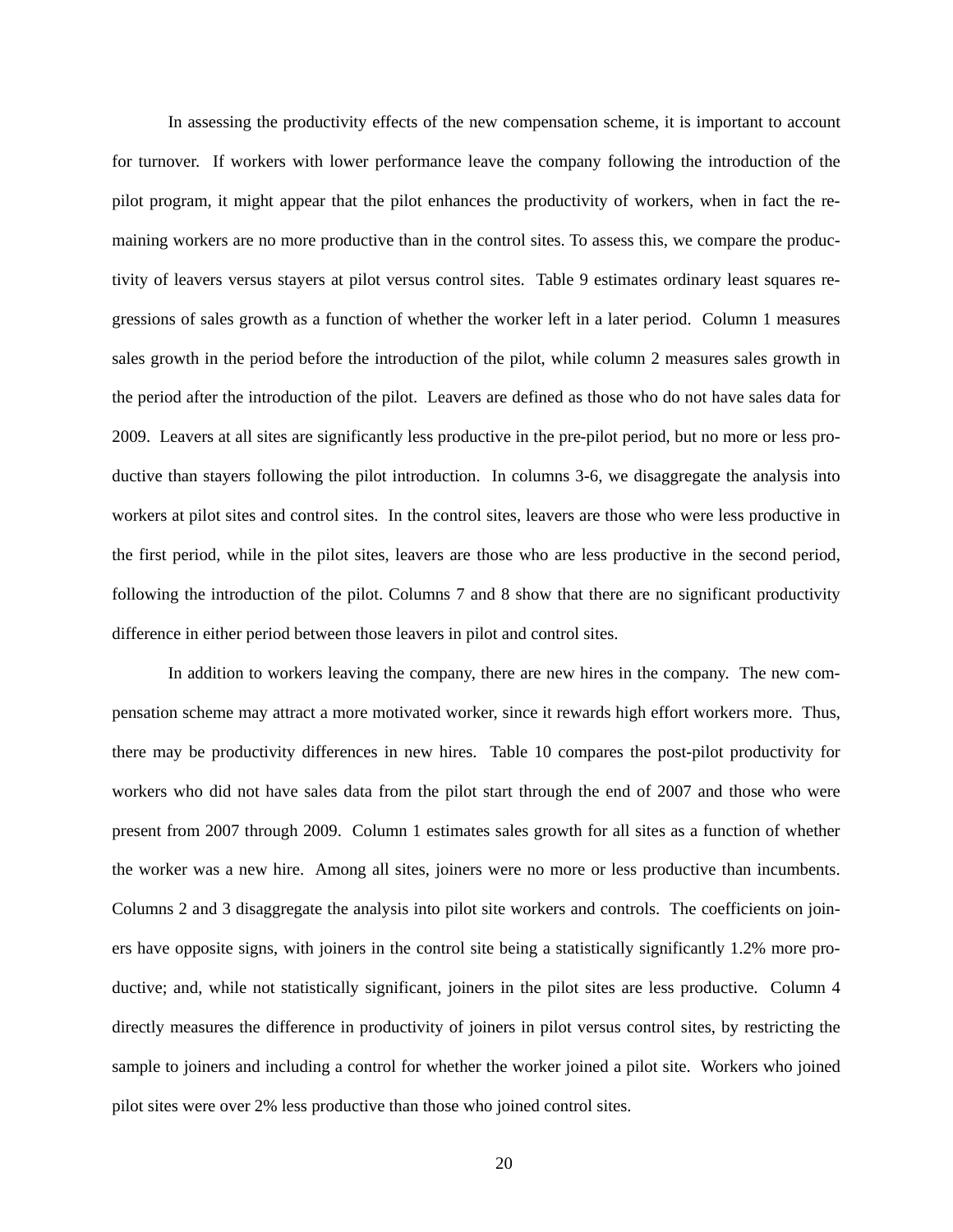In assessing the productivity effects of the new compensation scheme, it is important to account for turnover. If workers with lower performance leave the company following the introduction of the pilot program, it might appear that the pilot enhances the productivity of workers, when in fact the remaining workers are no more productive than in the control sites. To assess this, we compare the productivity of leavers versus stayers at pilot versus control sites. Table 9 estimates ordinary least squares regressions of sales growth as a function of whether the worker left in a later period. Column 1 measures sales growth in the period before the introduction of the pilot, while column 2 measures sales growth in the period after the introduction of the pilot. Leavers are defined as those who do not have sales data for 2009. Leavers at all sites are significantly less productive in the pre-pilot period, but no more or less productive than stayers following the pilot introduction. In columns 3-6, we disaggregate the analysis into workers at pilot sites and control sites. In the control sites, leavers are those who were less productive in the first period, while in the pilot sites, leavers are those who are less productive in the second period, following the introduction of the pilot. Columns 7 and 8 show that there are no significant productivity difference in either period between those leavers in pilot and control sites.

In addition to workers leaving the company, there are new hires in the company. The new compensation scheme may attract a more motivated worker, since it rewards high effort workers more. Thus, there may be productivity differences in new hires. Table 10 compares the post-pilot productivity for workers who did not have sales data from the pilot start through the end of 2007 and those who were present from 2007 through 2009. Column 1 estimates sales growth for all sites as a function of whether the worker was a new hire. Among all sites, joiners were no more or less productive than incumbents. Columns 2 and 3 disaggregate the analysis into pilot site workers and controls. The coefficients on joiners have opposite signs, with joiners in the control site being a statistically significantly 1.2% more productive; and, while not statistically significant, joiners in the pilot sites are less productive. Column 4 directly measures the difference in productivity of joiners in pilot versus control sites, by restricting the sample to joiners and including a control for whether the worker joined a pilot site. Workers who joined pilot sites were over 2% less productive than those who joined control sites.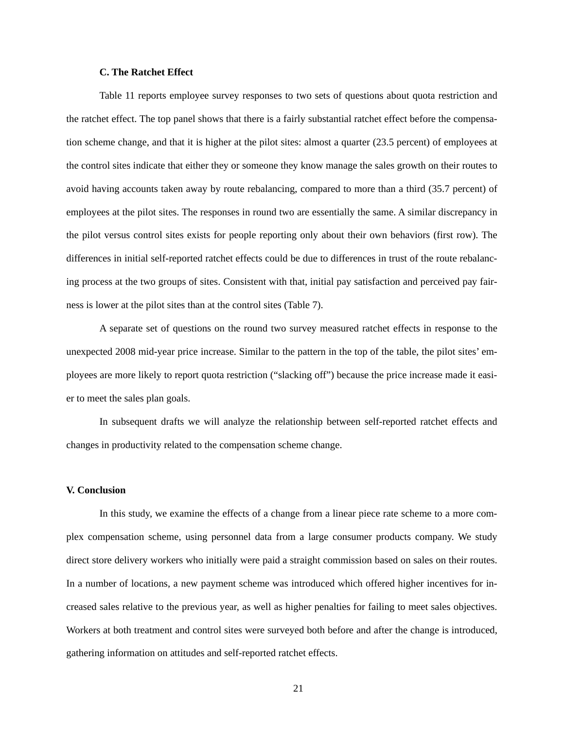### C. The Ratchet Effect

Table 11 reports employee survey responses to two sets of questions about quota restriction and the ratchet effect. The top panel shows that there is a fairly substantial ratchet effect before the compensation scheme change, and that it is higher at the pilot sites: almost a quarter (23.5 percent) of employees at the control sites indicate that either they or someone they know manage the sales growth on their routes to avoid having accounts taken away by route rebalancing, compared to more than a third (35.7 percent) of employees at the pilot sites. The responses in round two are essentially the same. A similar discrepancy in the pilot versus control sites exists for people reporting only about their own behaviors (first row). The differences in initial self-reported ratchet effects could be due to differences in trust of the route rebalancing process at the two groups of sites. Consistent with that, initial pay satisfaction and perceived pay fairness is lower at the pilot sites than at the control sites (Table 7).

A separate set of questions on the round two survey measured ratchet effects in response to the unexpected 2008 mid-year price increase. Similar to the pattern in the top of the table, the pilot sites' employees are more likely to report quota restriction ("slacking off") because the price increase made it easier to meet the sales plan goals.

In subsequent drafts we will analyze the relationship between self-reported ratchet effects and changes in productivity related to the compensation scheme change.

## V. Conclusion

In this study, we examine the effects of a change from a linear piece rate scheme to a more complex compensation scheme, using personnel data from a large consumer products company. We study direct store delivery workers who initially were paid a straight commission based on sales on their routes. In a number of locations, a new payment scheme was introduced which offered higher incentives for increased sales relative to the previous year, as well as higher penalties for failing to meet sales objectives. Workers at both treatment and control sites were surveyed both before and after the change is introduced, gathering information on attitudes and self-reported ratchet effects.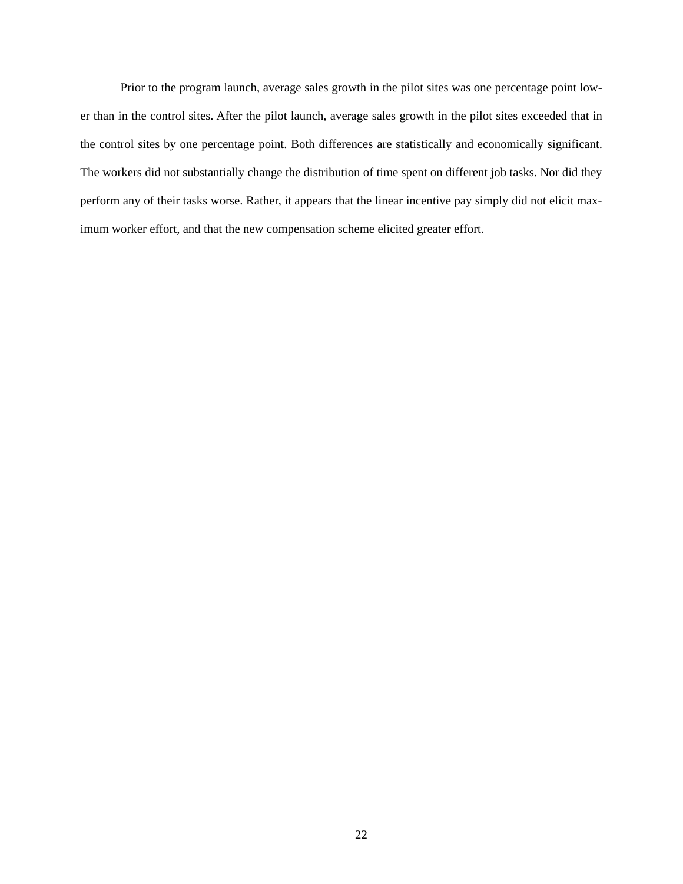Prior to the program launch, average sales growth in the pilot sites was one percentage point lower than in the control sites. After the pilot launch, average sales growth in the pilot sites exceeded that in the control sites by one percentage point. Both differences are statistically and economically significant. The workers did not substantially change the distribution of time spent on different job tasks. Nor did they perform any of their tasks worse. Rather, it appears that the linear incentive pay simply did not elicit maximum worker effort, and that the new compensation scheme elicited greater effort.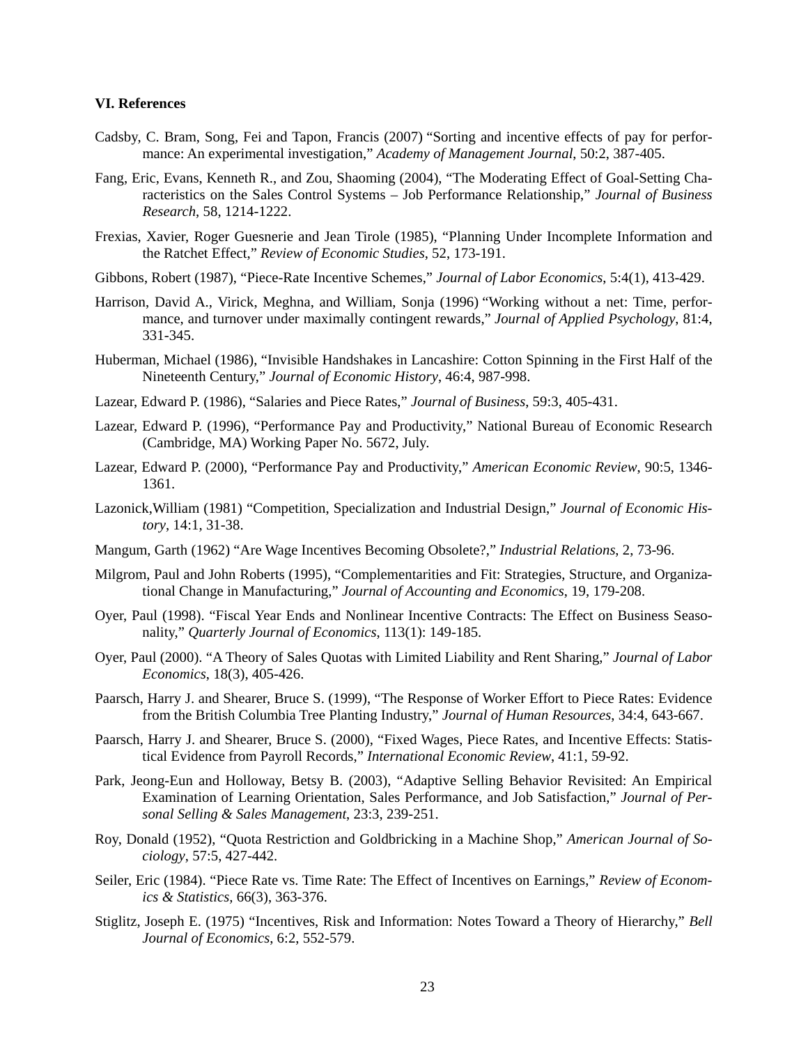### VI. References

Cadsby, C. Bram, Song, Fei and Tapon, Francis (2007) "Sorting and incentive effects of pay for performance: An experimental investigation," *Academy of Management Journal*, 50:2, 387-405.

Fang, Eric, Evans, Kenneth R., and Zou, Shaoming (2004), "The Moderating Effect of Goal-Setting Characteristics on the Sales Control Systems – Job Performance Relationship," *Journal of Business Research*, 58, 1214-1222.

Frexias, Xavier, Roger Guesnerie and Jean Tirole (1985), "Planning Under Incomplete Information and the Ratchet Effect," *Review of Economic Studies*, 52, 173-191.

Gibbons, Robert (1987), "Piece-Rate Incentive Schemes," *Journal of Labor Economics*, 5:4(1), 413-429.

Harrison, David A., Virick, Meghna, and William, Sonja (1996) "Working without a net: Time, performance, and turnover under maximally contingent rewards," *Journal of Applied Psychology*, 81:4, 331-345.

Huberman, Michael (1986), "Invisible Handshakes in Lancashire: Cotton Spinning in the First Half of the Nineteenth Century," *Journal of Economic History*, 46:4, 987-998.

Lazear, Edward P. (1986), "Salaries and Piece Rates," *Journal of Business*, 59:3, 405-431.

Lazear, Edward P. (1996), "Performance Pay and Productivity," National Bureau of Economic Research (Cambridge, MA) Working Paper No. 5672, July.

Lazear, Edward P. (2000), "Performance Pay and Productivity," *American Economic Review*, 90:5, 1346-1361.

Lazonick,William (1981) "Competition, Specialization and Industrial Design," *Journal of Economic History*, 14:1, 31-38.

Mangum, Garth (1962) "Are Wage Incentives Becoming Obsolete?," *Industrial Relations*, 2, 73-96.

Milgrom, Paul and John Roberts (1995), "Complementarities and Fit: Strategies, Structure, and Organizational Change in Manufacturing," *Journal of Accounting and Economics*, 19, 179-208.

Oyer, Paul (1998). "Fiscal Year Ends and Nonlinear Incentive Contracts: The Effect on Business Seasonality," *Quarterly Journal of Economics*, 113(1): 149-185.

Oyer, Paul (2000). "A Theory of Sales Quotas with Limited Liability and Rent Sharing," *Journal of Labor Economics*, 18(3), 405-426.

Paarsch, Harry J. and Shearer, Bruce S. (1999), "The Response of Worker Effort to Piece Rates: Evidence from the British Columbia Tree Planting Industry," *Journal of Human Resources*, 34:4, 643-667.

Paarsch, Harry J. and Shearer, Bruce S. (2000), "Fixed Wages, Piece Rates, and Incentive Effects: Statistical Evidence from Payroll Records," *International Economic Review*, 41:1, 59-92.

Park, Jeong-Eun and Holloway, Betsy B. (2003), "Adaptive Selling Behavior Revisited: An Empirical Examination of Learning Orientation, Sales Performance, and Job Satisfaction," *Journal of Personal Selling & Sales Management*, 23:3, 239-251.

Roy, Donald (1952), "Quota Restriction and Goldbricking in a Machine Shop," *American Journal of Sociology*, 57:5, 427-442.

Seiler, Eric (1984). "Piece Rate vs. Time Rate: The Effect of Incentives on Earnings," *Review of Economics & Statistics*, 66(3), 363-376.

Stiglitz, Joseph E. (1975) "Incentives, Risk and Information: Notes Toward a Theory of Hierarchy," *Bell Journal of Economics*, 6:2, 552-579.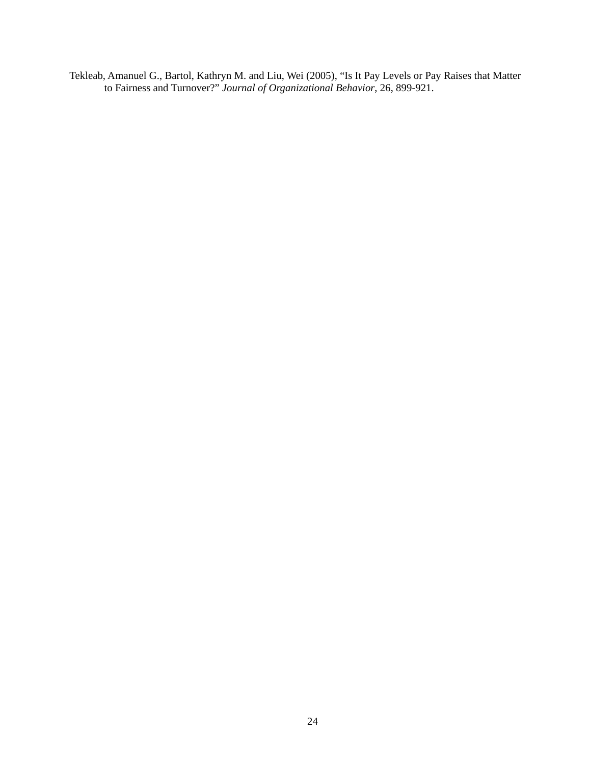Tekleab, Amanuel G., Bartol, Kathryn M. and Liu, Wei (2005), "Is It Pay Levels or Pay Raises that Matter to Fairness and Turnover?" *Journal of Organizational Behavior*, 26, 899-921.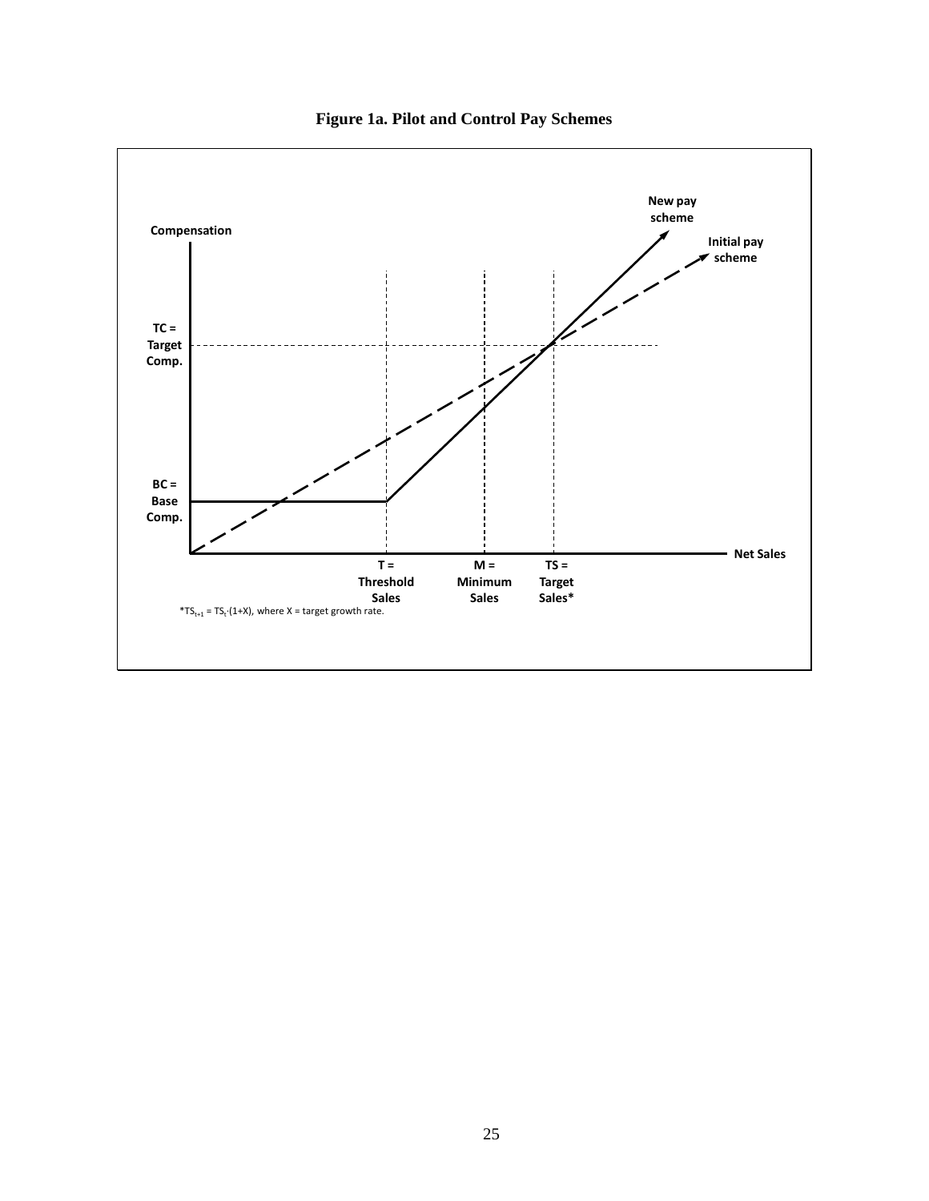**Figure 1a. Pilot and Control Pay Schemes**

Compensation

TC = Target Comp.

BC = Base Comp.

New pay scheme

Initial pay scheme

Net Sales

T = Threshold Sales

M = Minimum Sales

TS = Target Sales*

$^*TS_{t+1} = TS_t \cdot (1+X)$, where X = target growth rate.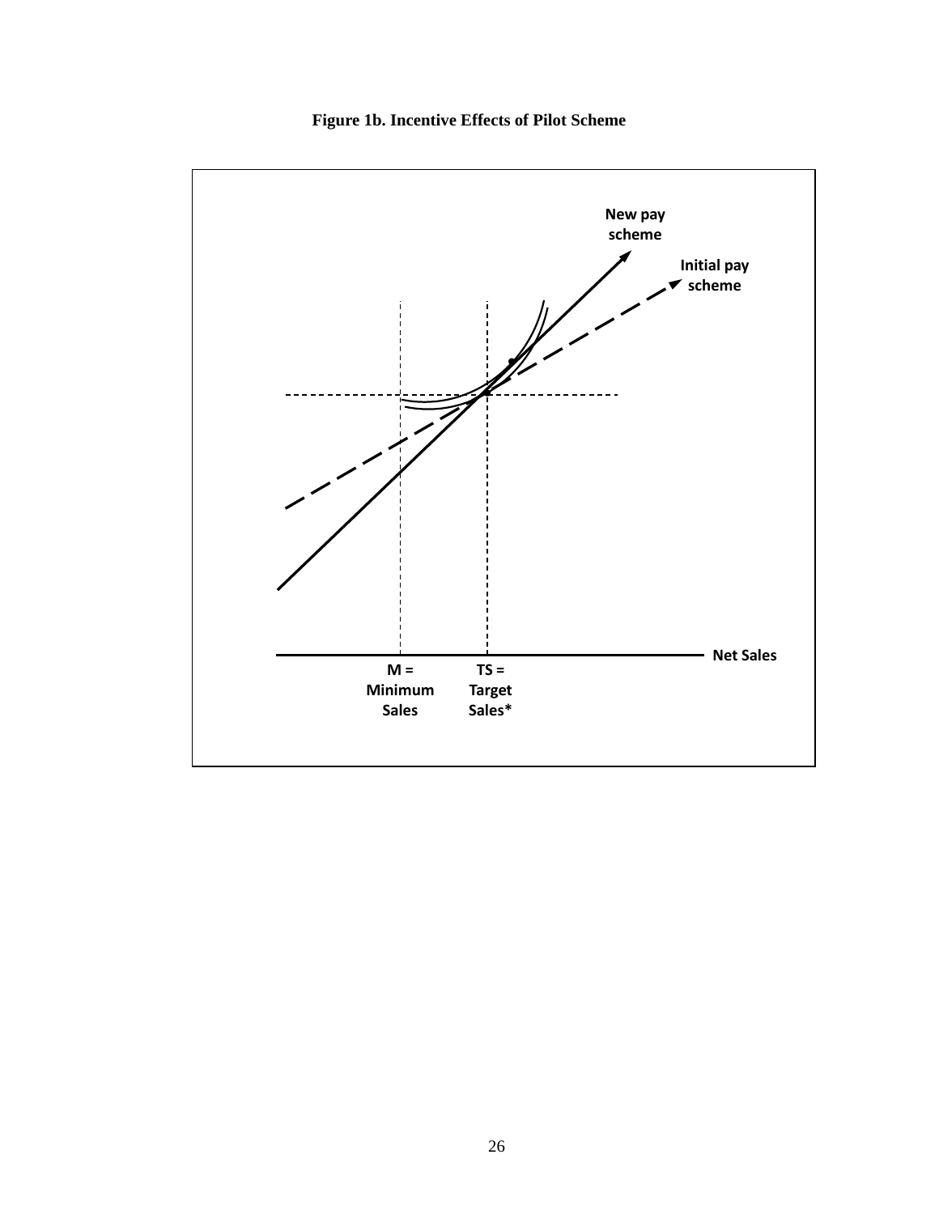**Figure 1b. Incentive Effects of Pilot Scheme**

New pay scheme

Initial pay scheme

Net Sales

M = Minimum Sales

TS = Target Sales*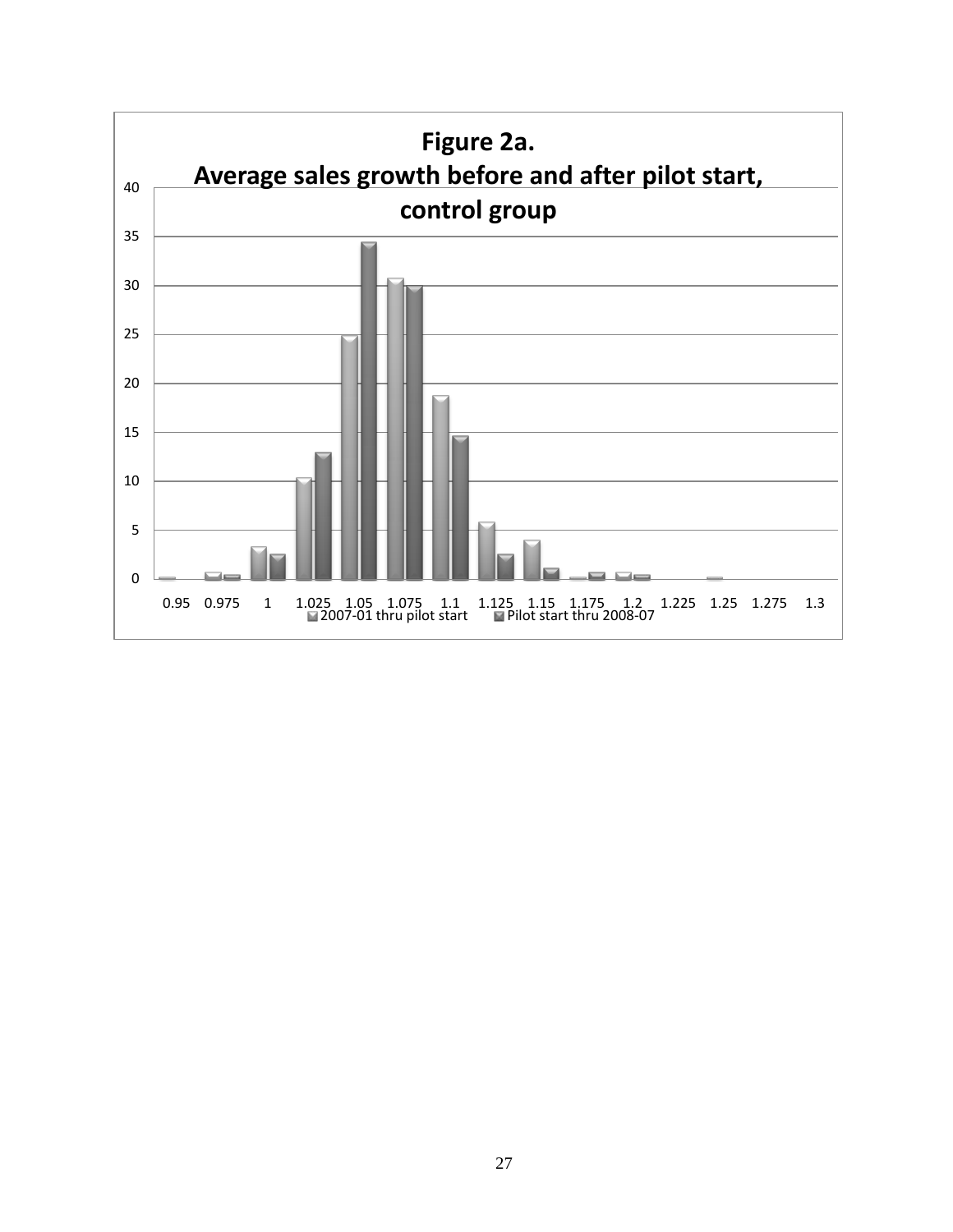**Figure 2a.**
**Average sales growth before and after pilot start, control group**

| Growth | 2007-01 thru pilot start | Pilot start thru 2008-07 |
|---|---|---|
| 0.95 | 0.2 | 0 |
| 0.975 | 0.7 | 0.5 |
| 1 | 3.3 | 2.6 |
| 1.025 | 10.4 | 13 |
| 1.05 | 24.9 | 34.4 |
| 1.075 | 30.8 | 30 |
| 1.1 | 18.8 | 14.6 |
| 1.125 | 5.8 | 2.6 |
| 1.15 | 4 | 1.2 |
| 1.175 | 0.2 | 0.7 |
| 1.2 | 0.7 | 0.5 |
| 1.225 | 0 | 0 |
| 1.25 | 0.2 | 0 |
| 1.275 | 0 | 0 |
| 1.3 | 0 | 0 |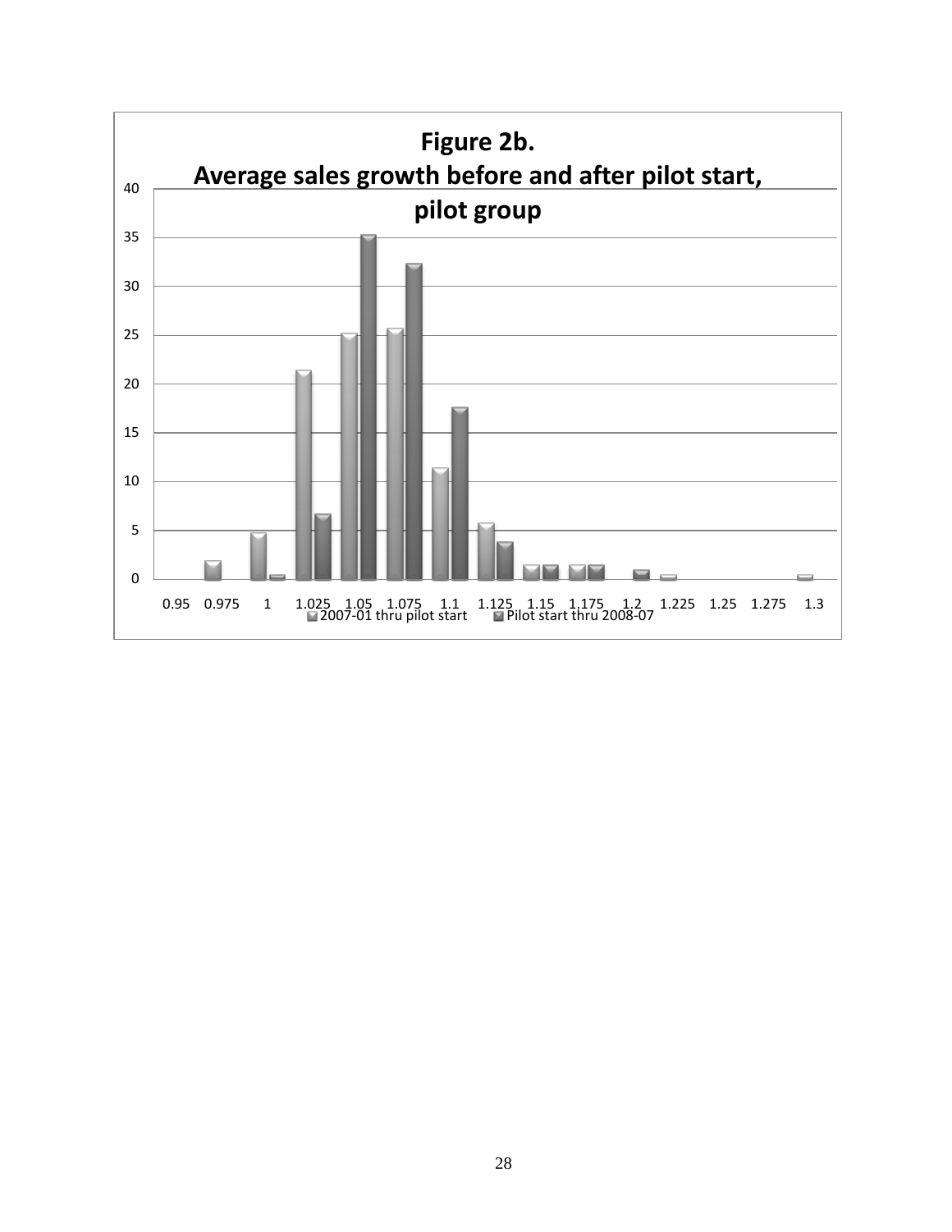**Figure 2b.**
**Average sales growth before and after pilot start, pilot group**

| Bin | 2007-01 thru pilot start | Pilot start thru 2008-07 |
|---|---|---|
| 0.95 | 0 | 0 |
| 0.975 | 2 | 0 |
| 1 | 4.7 | 0.5 |
| 1.025 | 21.4 | 6.7 |
| 1.05 | 25.2 | 35.2 |
| 1.075 | 25.7 | 32.4 |
| 1.1 | 11.4 | 17.6 |
| 1.125 | 5.7 | 3.8 |
| 1.15 | 1.4 | 1.4 |
| 1.175 | 1.4 | 1.4 |
| 1.2 | 0 | 1 |
| 1.225 | 0.5 | 0 |
| 1.25 | 0 | 0 |
| 1.275 | 0 | 0 |
| 1.3 | 0.5 | 0 |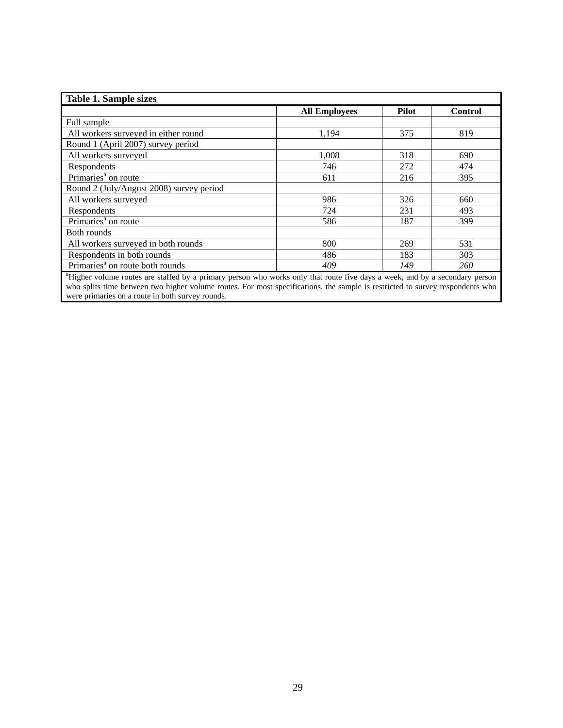**Table 1. Sample sizes**

| | All Employees | Pilot | Control |
|---|---|---|---|
| Full sample | | | |
| All workers surveyed in either round | 1,194 | 375 | 819 |
| Round 1 (April 2007) survey period | | | |
| All workers surveyed | 1,008 | 318 | 690 |
| Respondents | 746 | 272 | 474 |
| Primaries[a] on route | 611 | 216 | 395 |
| Round 2 (July/August 2008) survey period | | | |
| All workers surveyed | 986 | 326 | 660 |
| Respondents | 724 | 231 | 493 |
| Primaries[a] on route | 586 | 187 | 399 |
| Both rounds | | | |
| All workers surveyed in both rounds | 800 | 269 | 531 |
| Respondents in both rounds | 486 | 183 | 303 |
| Primaries[a] on route both rounds | *409* | *149* | *260* |

[a]Higher volume routes are staffed by a primary person who works only that route five days a week, and by a secondary person who splits time between two higher volume routes. For most specifications, the sample is restricted to survey respondents who were primaries on a route in both survey rounds.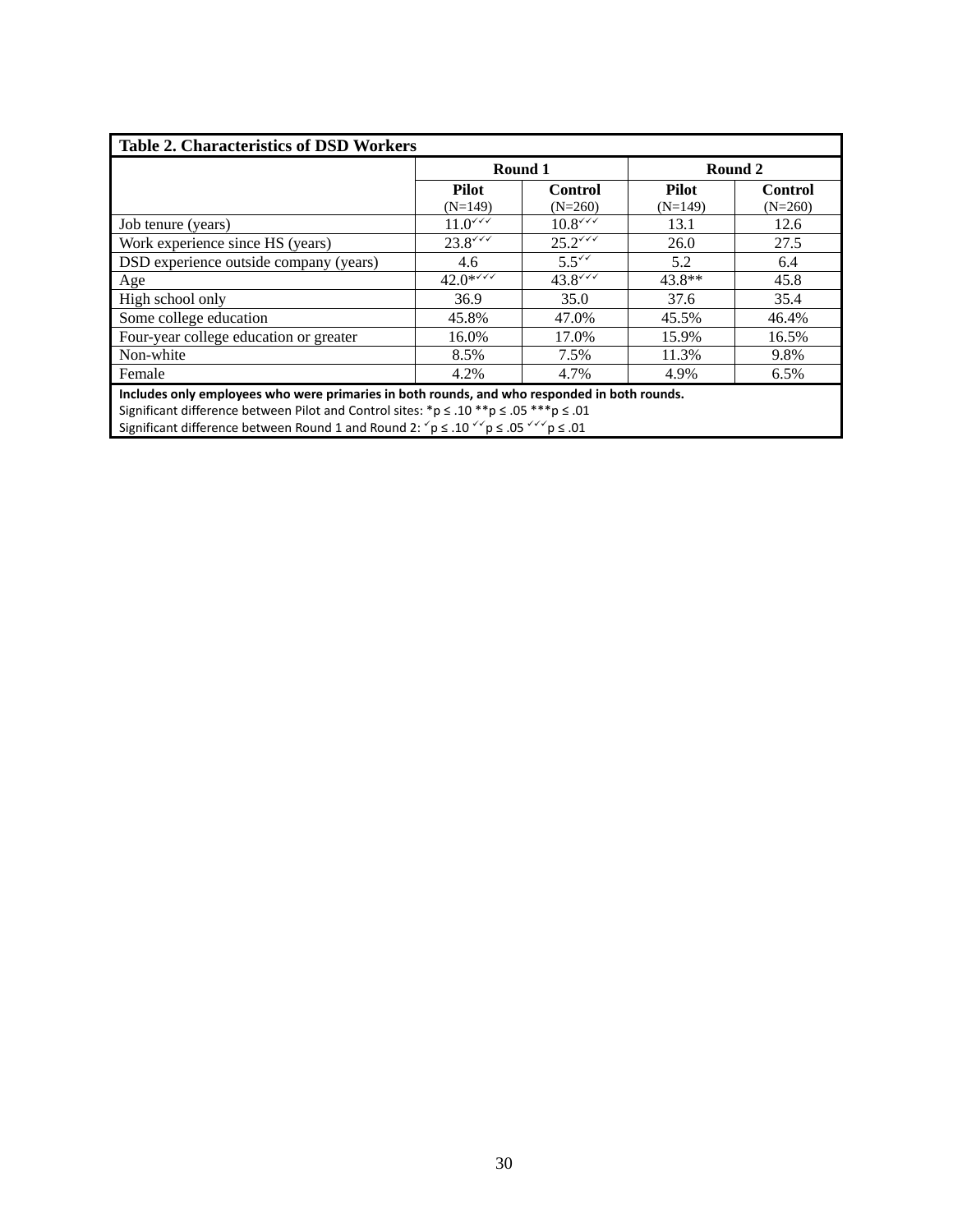**Table 2. Characteristics of DSD Workers**

| | Round 1 | | Round 2 | |
|---|---|---|---|---|
| | **Pilot** (N=149) | **Control** (N=260) | **Pilot** (N=149) | **Control** (N=260) |
| Job tenure (years) | 11.0✓✓✓ | 10.8✓✓✓ | 13.1 | 12.6 |
| Work experience since HS (years) | 23.8✓✓✓ | 25.2✓✓✓ | 26.0 | 27.5 |
| DSD experience outside company (years) | 4.6 | 5.5✓✓ | 5.2 | 6.4 |
| Age | 42.0*✓✓✓ | 43.8✓✓✓ | 43.8** | 45.8 |
| High school only | 36.9 | 35.0 | 37.6 | 35.4 |
| Some college education | 45.8% | 47.0% | 45.5% | 46.4% |
| Four-year college education or greater | 16.0% | 17.0% | 15.9% | 16.5% |
| Non-white | 8.5% | 7.5% | 11.3% | 9.8% |
| Female | 4.2% | 4.7% | 4.9% | 6.5% |

**Includes only employees who were primaries in both rounds, and who responded in both rounds.**
Significant difference between Pilot and Control sites: *p ≤ .10 **p ≤ .05 ***p ≤ .01
Significant difference between Round 1 and Round 2: ✓p ≤ .10 ✓✓p ≤ .05 ✓✓✓p ≤ .01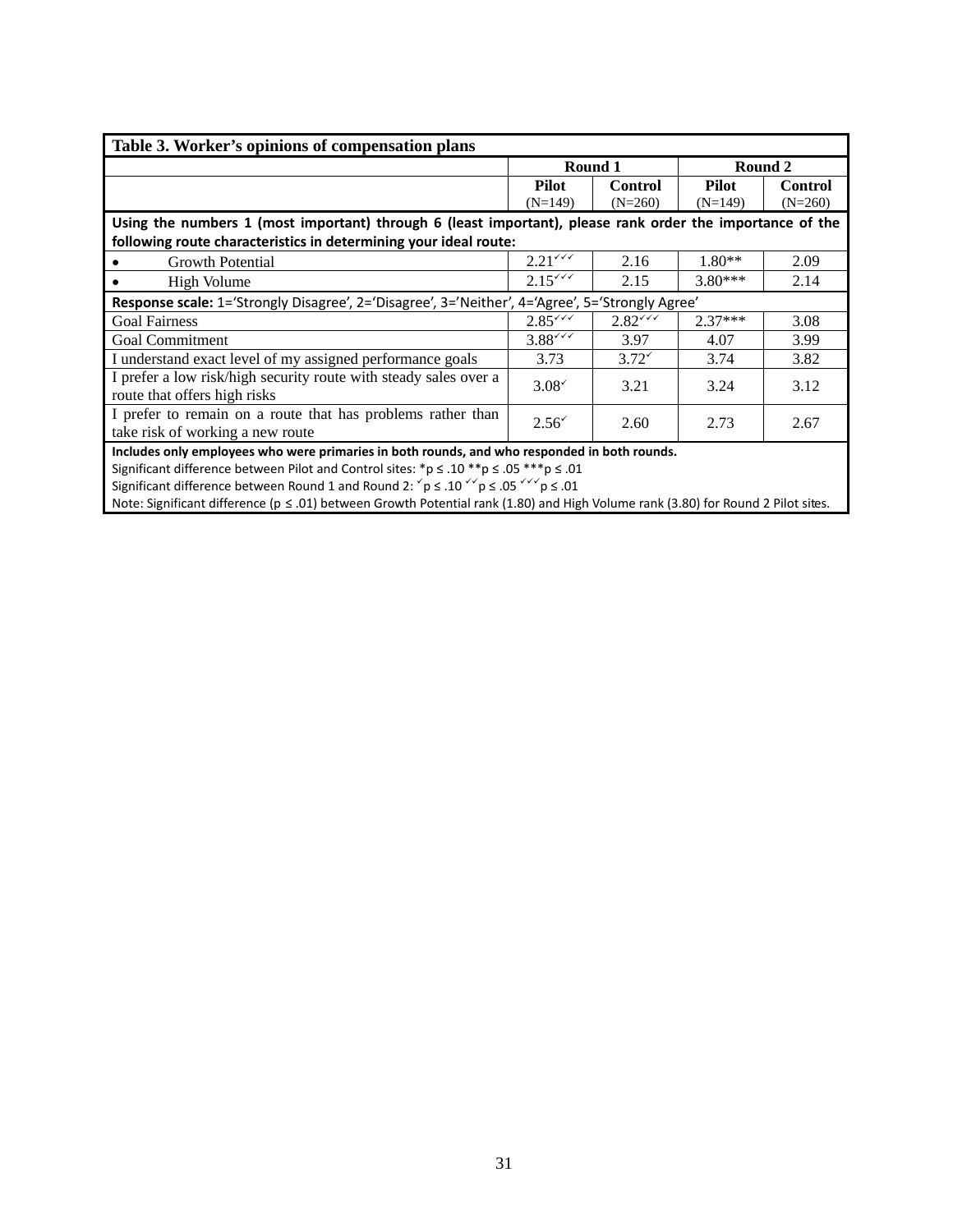**Table 3. Worker's opinions of compensation plans**

| | Round 1 | | Round 2 | |
|---|---|---|---|---|
| | **Pilot** (N=149) | **Control** (N=260) | **Pilot** (N=149) | **Control** (N=260) |
| **Using the numbers 1 (most important) through 6 (least important), please rank order the importance of the following route characteristics in determining your ideal route:** | | | | |
| • Growth Potential | 2.21✓✓✓ | 2.16 | 1.80** | 2.09 |
| • High Volume | 2.15✓✓✓ | 2.15 | 3.80*** | 2.14 |
| **Response scale:** 1='Strongly Disagree', 2='Disagree', 3='Neither', 4='Agree', 5='Strongly Agree' | | | | |
| Goal Fairness | 2.85✓✓✓ | 2.82✓✓✓ | 2.37*** | 3.08 |
| Goal Commitment | 3.88✓✓✓ | 3.97 | 4.07 | 3.99 |
| I understand exact level of my assigned performance goals | 3.73 | 3.72✓ | 3.74 | 3.82 |
| I prefer a low risk/high security route with steady sales over a route that offers high risks | 3.08✓ | 3.21 | 3.24 | 3.12 |
| I prefer to remain on a route that has problems rather than take risk of working a new route | 2.56✓ | 2.60 | 2.73 | 2.67 |

**Includes only employees who were primaries in both rounds, and who responded in both rounds.**
Significant difference between Pilot and Control sites: *p ≤ .10 **p ≤ .05 ***p ≤ .01
Significant difference between Round 1 and Round 2: ✓p ≤ .10 ✓✓p ≤ .05 ✓✓✓p ≤ .01
Note: Significant difference (p ≤ .01) between Growth Potential rank (1.80) and High Volume rank (3.80) for Round 2 Pilot sites.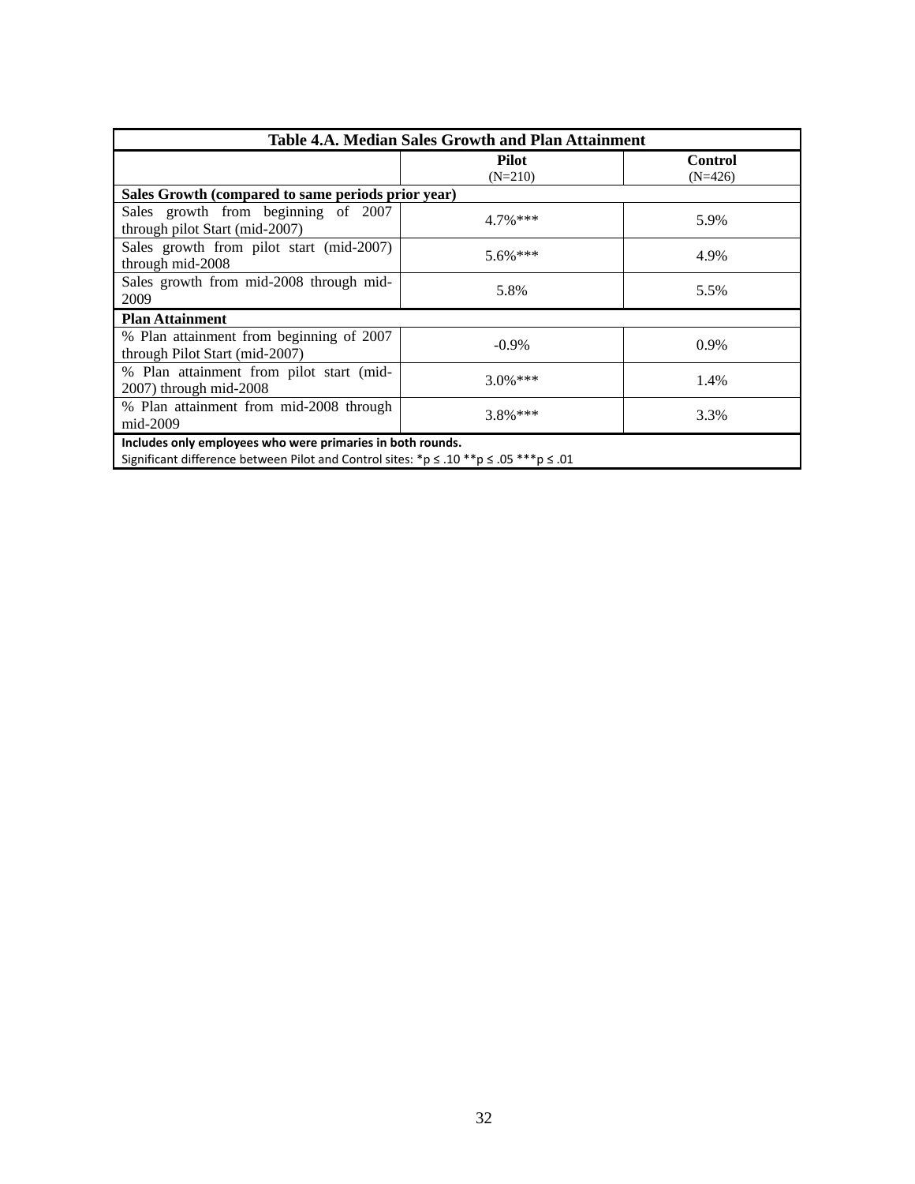| Table 4.A. Median Sales Growth and Plan Attainment | | |
|---|---|---|
| | **Pilot** (N=210) | **Control** (N=426) |
| **Sales Growth (compared to same periods prior year)** | | |
| Sales growth from beginning of 2007 through pilot Start (mid-2007) | 4.7%*** | 5.9% |
| Sales growth from pilot start (mid-2007) through mid-2008 | 5.6%*** | 4.9% |
| Sales growth from mid-2008 through mid-2009 | 5.8% | 5.5% |
| **Plan Attainment** | | |
| % Plan attainment from beginning of 2007 through Pilot Start (mid-2007) | -0.9% | 0.9% |
| % Plan attainment from pilot start (mid-2007) through mid-2008 | 3.0%*** | 1.4% |
| % Plan attainment from mid-2008 through mid-2009 | 3.8%*** | 3.3% |

**Includes only employees who were primaries in both rounds.**
Significant difference between Pilot and Control sites: *$p \leq .10$ **$p \leq .05$ ***$p \leq .01$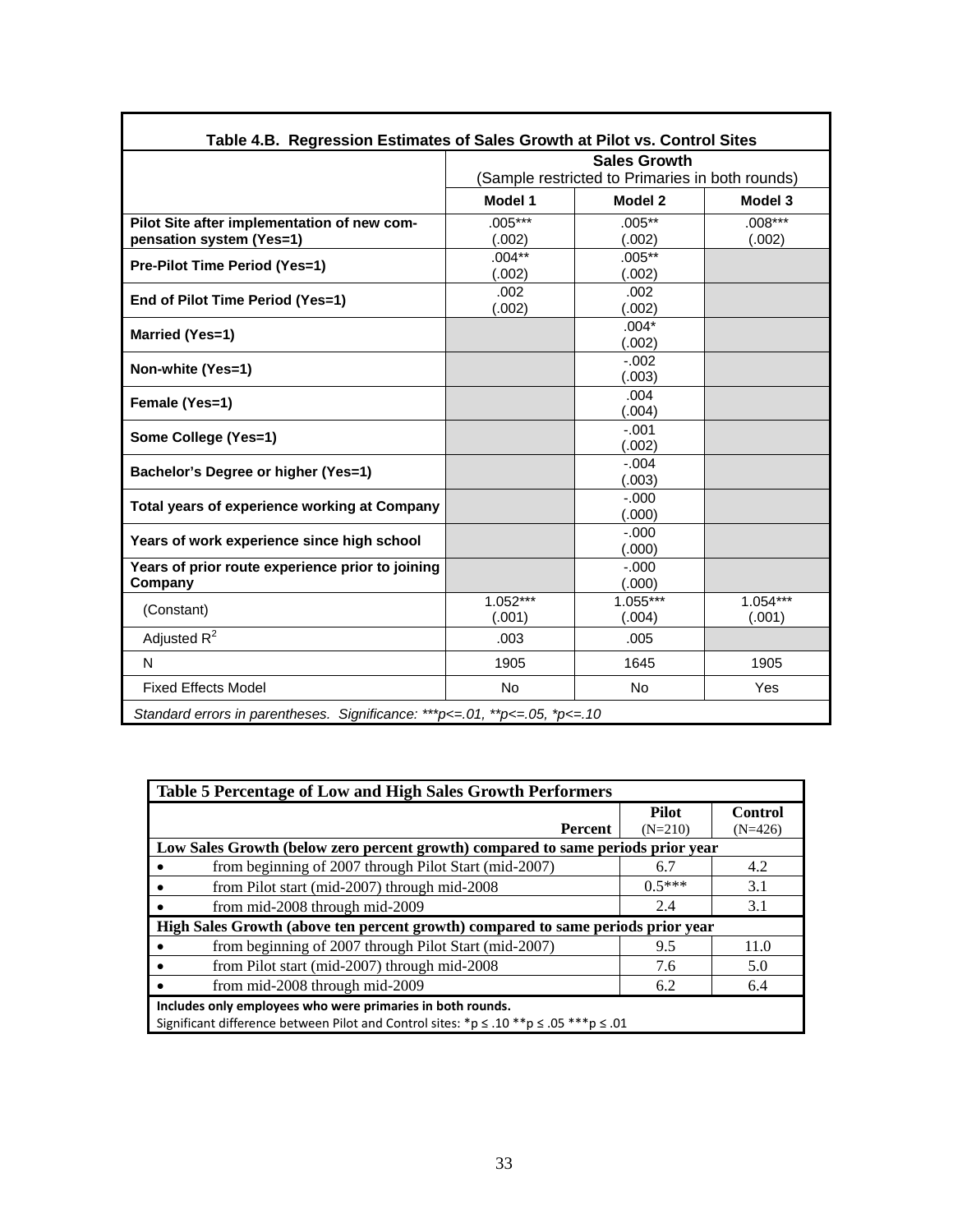**Table 4.B. Regression Estimates of Sales Growth at Pilot vs. Control Sites**

| | Sales Growth (Sample restricted to Primaries in both rounds) | | |
|---|---|---|---|
| | **Model 1** | **Model 2** | **Model 3** |
| **Pilot Site after implementation of new compensation system (Yes=1)** | .005*** (.002) | .005** (.002) | .008*** (.002) |
| **Pre-Pilot Time Period (Yes=1)** | .004** (.002) | .005** (.002) | |
| **End of Pilot Time Period (Yes=1)** | .002 (.002) | .002 (.002) | |
| **Married (Yes=1)** | | .004* (.002) | |
| **Non-white (Yes=1)** | | -.002 (.003) | |
| **Female (Yes=1)** | | .004 (.004) | |
| **Some College (Yes=1)** | | -.001 (.002) | |
| **Bachelor's Degree or higher (Yes=1)** | | -.004 (.003) | |
| **Total years of experience working at Company** | | -.000 (.000) | |
| **Years of work experience since high school** | | -.000 (.000) | |
| **Years of prior route experience prior to joining Company** | | -.000 (.000) | |
| (Constant) | 1.052*** (.001) | 1.055*** (.004) | 1.054*** (.001) |
| Adjusted $R^2$ | .003 | .005 | |
| N | 1905 | 1645 | 1905 |
| Fixed Effects Model | No | No | Yes |

*Standard errors in parentheses. Significance: ***p<=.01, **p<=.05, *p<=.10*

**Table 5 Percentage of Low and High Sales Growth Performers**

| Percent | Pilot (N=210) | Control (N=426) |
|---|---|---|
| **Low Sales Growth (below zero percent growth) compared to same periods prior year** | | |
| • from beginning of 2007 through Pilot Start (mid-2007) | 6.7 | 4.2 |
| • from Pilot start (mid-2007) through mid-2008 | 0.5*** | 3.1 |
| • from mid-2008 through mid-2009 | 2.4 | 3.1 |
| **High Sales Growth (above ten percent growth) compared to same periods prior year** | | |
| • from beginning of 2007 through Pilot Start (mid-2007) | 9.5 | 11.0 |
| • from Pilot start (mid-2007) through mid-2008 | 7.6 | 5.0 |
| • from mid-2008 through mid-2009 | 6.2 | 6.4 |

**Includes only employees who were primaries in both rounds.**
Significant difference between Pilot and Control sites: *p ≤ .10 **p ≤ .05 ***p ≤ .01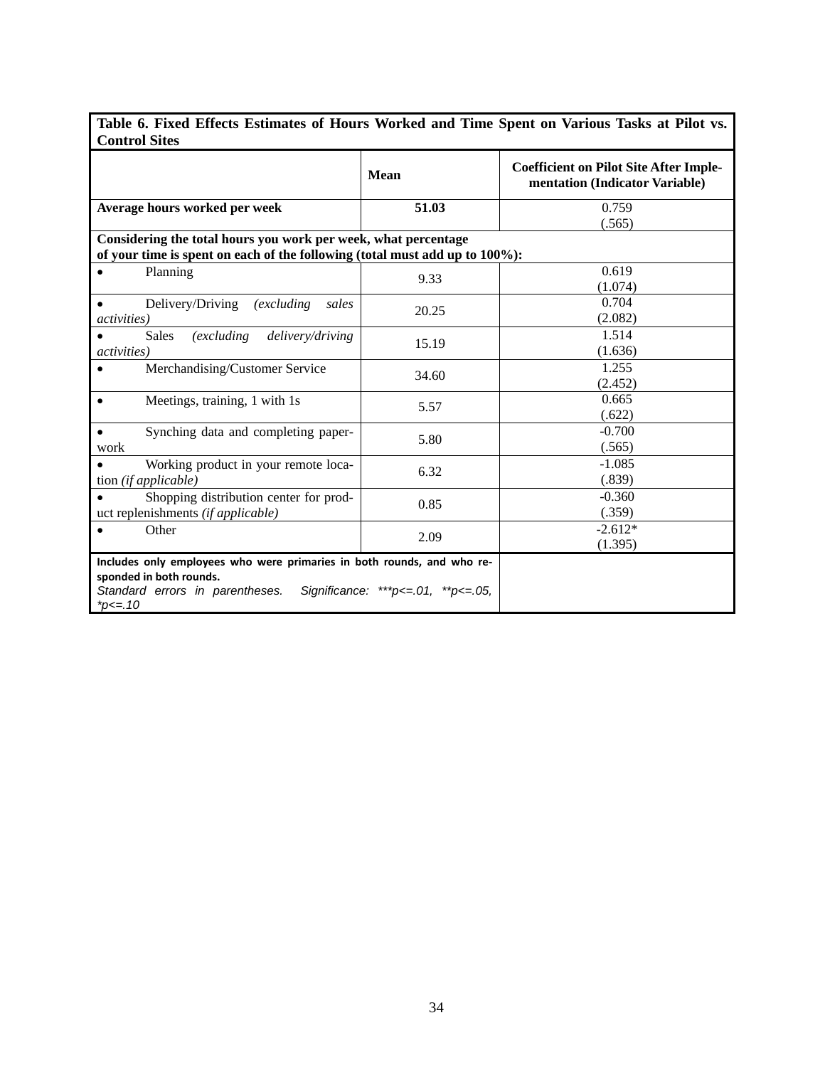**Table 6. Fixed Effects Estimates of Hours Worked and Time Spent on Various Tasks at Pilot vs. Control Sites**

| | Mean | Coefficient on Pilot Site After Implementation (Indicator Variable) |
|---|---|---|
| **Average hours worked per week** | **51.03** | 0.759<br>(.565) |
| **Considering the total hours you work per week, what percentage of your time is spent on each of the following (total must add up to 100%):** | | |
| • Planning | 9.33 | 0.619<br>(1.074) |
| • Delivery/Driving *(excluding sales activities)* | 20.25 | 0.704<br>(2.082) |
| • Sales *(excluding delivery/driving activities)* | 15.19 | 1.514<br>(1.636) |
| • Merchandising/Customer Service | 34.60 | 1.255<br>(2.452) |
| • Meetings, training, 1 with 1s | 5.57 | 0.665<br>(.622) |
| • Synching data and completing paperwork | 5.80 | -0.700<br>(.565) |
| • Working product in your remote location *(if applicable)* | 6.32 | -1.085<br>(.839) |
| • Shopping distribution center for product replenishments *(if applicable)* | 0.85 | -0.360<br>(.359) |
| • Other | 2.09 | -2.612*<br>(1.395) |

**Includes only employees who were primaries in both rounds, and who responded in both rounds.**
*Standard errors in parentheses. Significance: ***p<=.01, **p<=.05, *p<=.10*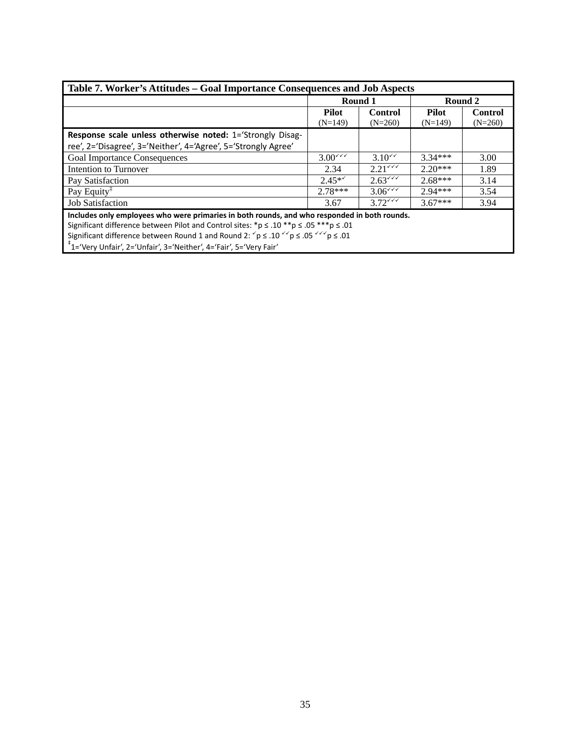**Table 7. Worker's Attitudes – Goal Importance Consequences and Job Aspects**

| | Round 1 | | Round 2 | |
|---|---|---|---|---|
| | **Pilot** (N=149) | **Control** (N=260) | **Pilot** (N=149) | **Control** (N=260) |
| **Response scale unless otherwise noted:** 1='Strongly Disagree', 2='Disagree', 3='Neither', 4='Agree', 5='Strongly Agree' | | | | |
| Goal Importance Consequences | 3.00✓✓✓ | 3.10✓✓ | 3.34*** | 3.00 |
| Intention to Turnover | 2.34 | 2.21✓✓✓ | 2.20*** | 1.89 |
| Pay Satisfaction | 2.45*✓ | 2.63✓✓✓ | 2.68*** | 3.14 |
| Pay Equity‡ | 2.78*** | 3.06✓✓✓ | 2.94*** | 3.54 |
| Job Satisfaction | 3.67 | 3.72✓✓✓ | 3.67*** | 3.94 |

**Includes only employees who were primaries in both rounds, and who responded in both rounds.**
Significant difference between Pilot and Control sites: *p ≤ .10 **p ≤ .05 ***p ≤ .01
Significant difference between Round 1 and Round 2: ✓p ≤ .10 ✓✓p ≤ .05 ✓✓✓p ≤ .01
‡1='Very Unfair', 2='Unfair', 3='Neither', 4='Fair', 5='Very Fair'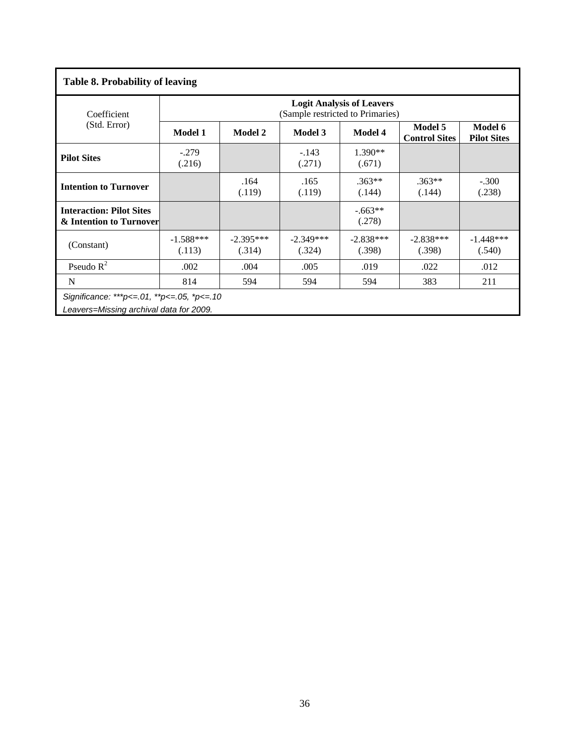**Table 8. Probability of leaving**

| Coefficient (Std. Error) | Logit Analysis of Leavers (Sample restricted to Primaries) | | | | | |
|---|---|---|---|---|---|---|
| | **Model 1** | **Model 2** | **Model 3** | **Model 4** | **Model 5 Control Sites** | **Model 6 Pilot Sites** |
| **Pilot Sites** | -.279 (.216) | | -.143 (.271) | 1.390** (.671) | | |
| **Intention to Turnover** | | .164 (.119) | .165 (.119) | .363** (.144) | .363** (.144) | -.300 (.238) |
| **Interaction: Pilot Sites & Intention to Turnover** | | | | -.663** (.278) | | |
| (Constant) | -1.588*** (.113) | -2.395*** (.314) | -2.349*** (.324) | -2.838*** (.398) | -2.838*** (.398) | -1.448*** (.540) |
| Pseudo $R^2$ | .002 | .004 | .005 | .019 | .022 | .012 |
| N | 814 | 594 | 594 | 594 | 383 | 211 |

*Significance: ***p<=.01, **p<=.05, *p<=.10*

*Leavers=Missing archival data for 2009.*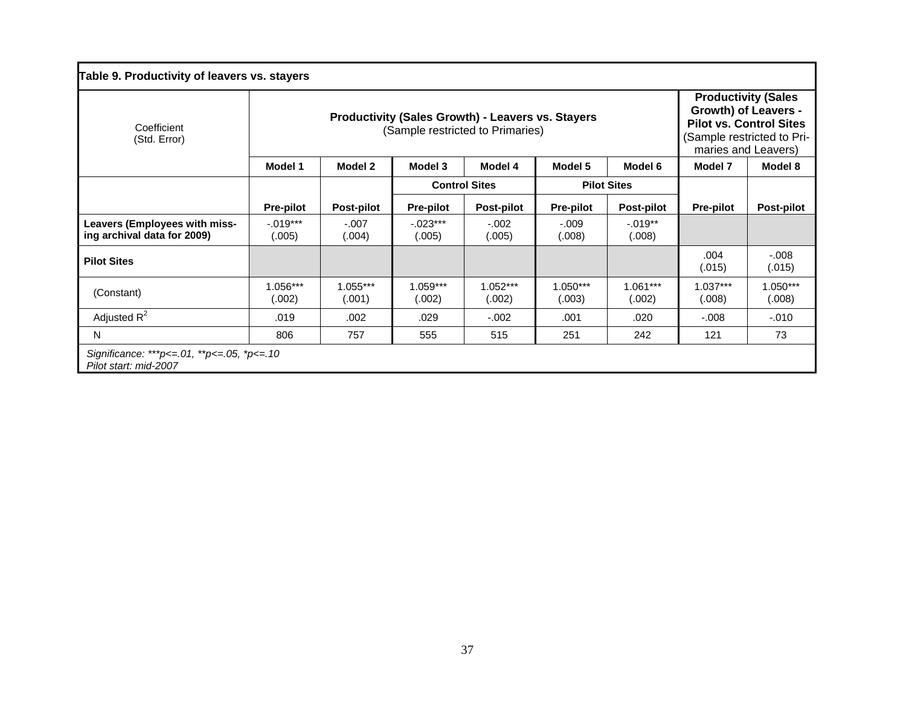**Table 9. Productivity of leavers vs. stayers**

| Coefficient (Std. Error) | Productivity (Sales Growth) - Leavers vs. Stayers (Sample restricted to Primaries) | | | | | | Productivity (Sales Growth) of Leavers - Pilot vs. Control Sites (Sample restricted to Primaries and Leavers) | |
|---|---|---|---|---|---|---|---|---|
| | Model 1 | Model 2 | Model 3 | Model 4 | Model 5 | Model 6 | Model 7 | Model 8 |
| | | | Control Sites | | Pilot Sites | | | |
| | Pre-pilot | Post-pilot | Pre-pilot | Post-pilot | Pre-pilot | Post-pilot | Pre-pilot | Post-pilot |
| **Leavers (Employees with missing archival data for 2009)** | -.019*** (.005) | -.007 (.004) | -.023*** (.005) | -.002 (.005) | -.009 (.008) | -.019** (.008) | | |
| **Pilot Sites** | | | | | | | .004 (.015) | -.008 (.015) |
| (Constant) | 1.056*** (.002) | 1.055*** (.001) | 1.059*** (.002) | 1.052*** (.002) | 1.050*** (.003) | 1.061*** (.002) | 1.037*** (.008) | 1.050*** (.008) |
| Adjusted $R^2$ | .019 | .002 | .029 | -.002 | .001 | .020 | -.008 | -.010 |
| N | 806 | 757 | 555 | 515 | 251 | 242 | 121 | 73 |

*Significance: ***p<=.01, **p<=.05, *p<=.10*
*Pilot start: mid-2007*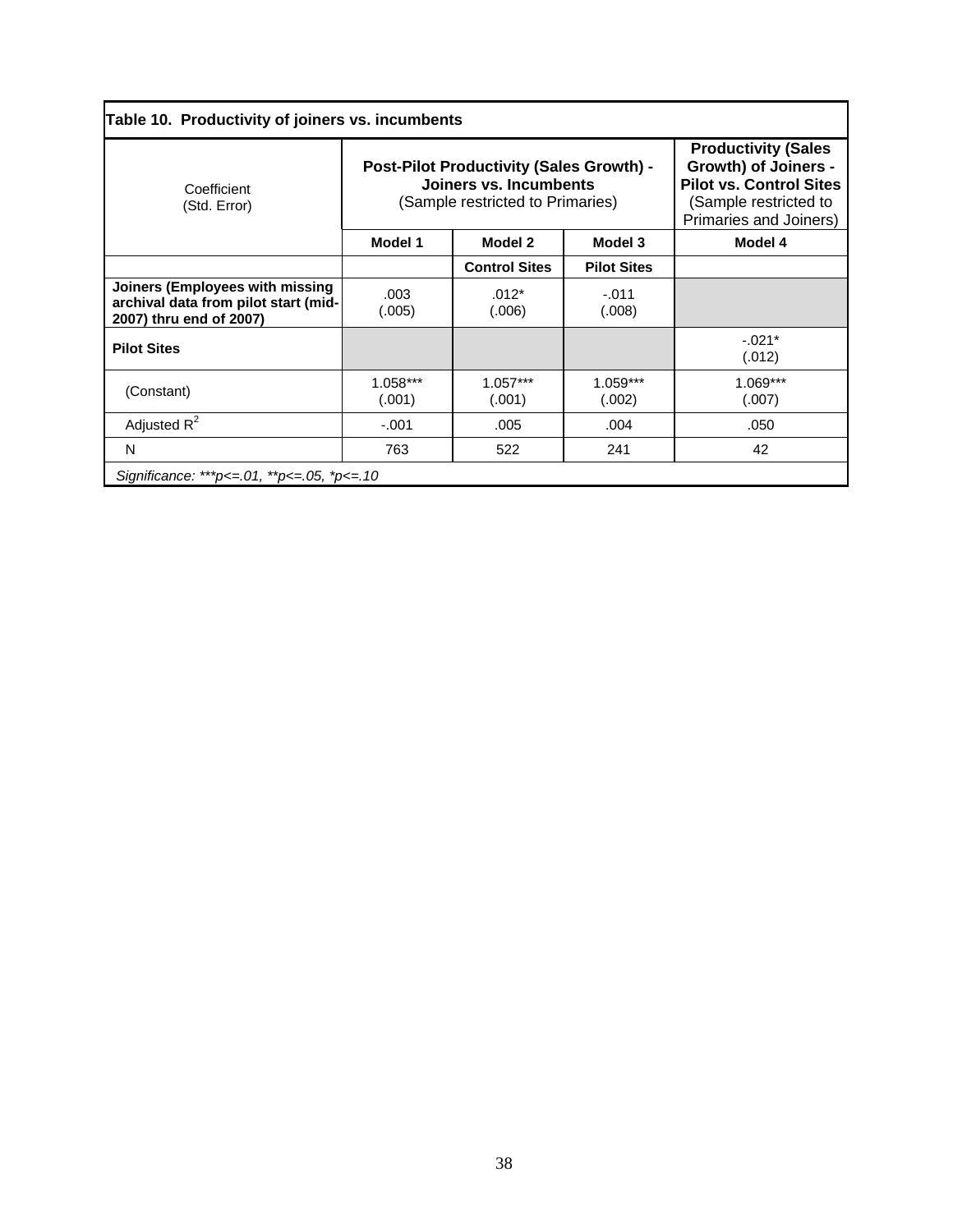**Table 10. Productivity of joiners vs. incumbents**

| Coefficient (Std. Error) | **Post-Pilot Productivity (Sales Growth) - Joiners vs. Incumbents** (Sample restricted to Primaries) | | | **Productivity (Sales Growth) of Joiners - Pilot vs. Control Sites** (Sample restricted to Primaries and Joiners) |
|---|---|---|---|---|
| | **Model 1** | **Model 2** | **Model 3** | **Model 4** |
| | | **Control Sites** | **Pilot Sites** | |
| **Joiners (Employees with missing archival data from pilot start (mid-2007) thru end of 2007)** | .003 (.005) | .012* (.006) | -.011 (.008) | |
| **Pilot Sites** | | | | -.021* (.012) |
| (Constant) | 1.058*** (.001) | 1.057*** (.001) | 1.059*** (.002) | 1.069*** (.007) |
| Adjusted $R^2$ | -.001 | .005 | .004 | .050 |
| N | 763 | 522 | 241 | 42 |

*Significance: ***p<=.01, **p<=.05, *p<=.10*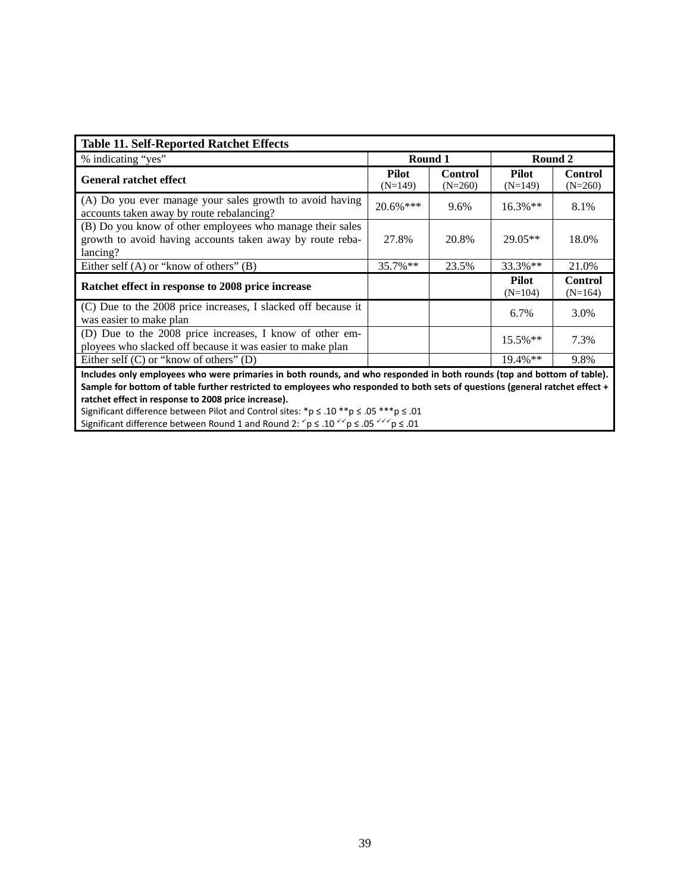**Table 11. Self-Reported Ratchet Effects**

| % indicating "yes" | Round 1 | | Round 2 | |
|---|---|---|---|---|
| **General ratchet effect** | **Pilot** (N=149) | **Control** (N=260) | **Pilot** (N=149) | **Control** (N=260) |
| (A) Do you ever manage your sales growth to avoid having accounts taken away by route rebalancing? | 20.6%*** | 9.6% | 16.3%** | 8.1% |
| (B) Do you know of other employees who manage their sales growth to avoid having accounts taken away by route rebalancing? | 27.8% | 20.8% | 29.05** | 18.0% |
| Either self (A) or "know of others" (B) | 35.7%** | 23.5% | 33.3%** | 21.0% |
| **Ratchet effect in response to 2008 price increase** | | | **Pilot** (N=104) | **Control** (N=164) |
| (C) Due to the 2008 price increases, I slacked off because it was easier to make plan | | | 6.7% | 3.0% |
| (D) Due to the 2008 price increases, I know of other employees who slacked off because it was easier to make plan | | | 15.5%** | 7.3% |
| Either self (C) or "know of others" (D) | | | 19.4%** | 9.8% |

**Includes only employees who were primaries in both rounds, and who responded in both rounds (top and bottom of table). Sample for bottom of table further restricted to employees who responded to both sets of questions (general ratchet effect + ratchet effect in response to 2008 price increase).**

Significant difference between Pilot and Control sites: *p ≤ .10 **p ≤ .05 ***p ≤ .01

Significant difference between Round 1 and Round 2: ✓p ≤ .10 ✓✓p ≤ .05 ✓✓✓p ≤ .01